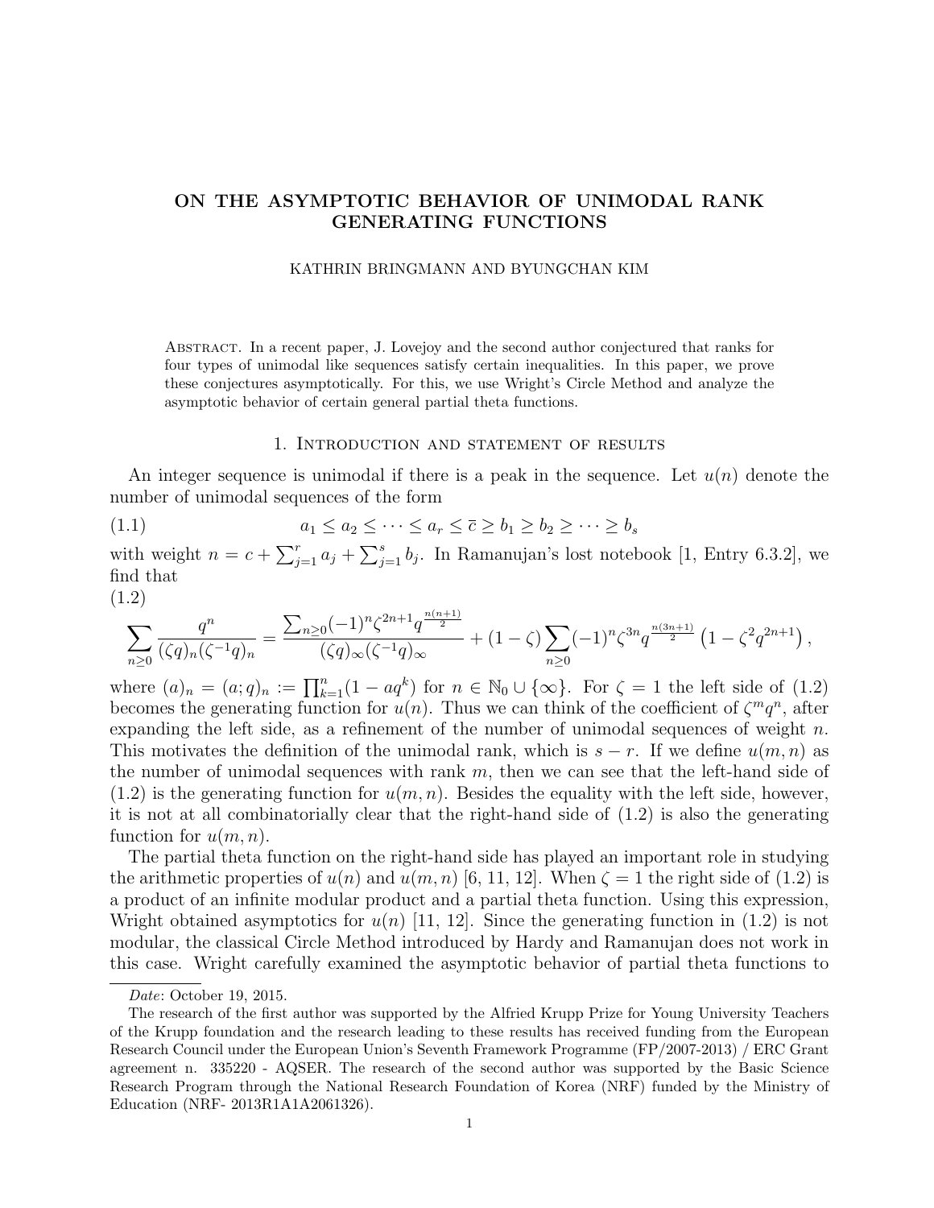# ON THE ASYMPTOTIC BEHAVIOR OF UNIMODAL RANK GENERATING FUNCTIONS

KATHRIN BRINGMANN AND BYUNGCHAN KIM

Abstract. In a recent paper, J. Lovejoy and the second author conjectured that ranks for four types of unimodal like sequences satisfy certain inequalities. In this paper, we prove these conjectures asymptotically. For this, we use Wright's Circle Method and analyze the asymptotic behavior of certain general partial theta functions.

## 1. Introduction and statement of results

An integer sequence is unimodal if there is a peak in the sequence. Let $u(n)$ denote the number of unimodal sequences of the form

$$a_1 \leq a_2 \leq \cdots \leq a_r \leq \overline{c} \geq b_1 \geq b_2 \geq \cdots \geq b_s \tag{1.1}$$

with weight $n = c + \sum_{j=1}^{r} a_j + \sum_{j=1}^{s} b_j$. In Ramanujan's lost notebook [1, Entry 6.3.2], we find that

(1.2)

$$\sum_{n\geq 0} \frac{q^n}{(\zeta q)_n (\zeta^{-1}q)_n} = \frac{\sum_{n\geq 0}(-1)^n \zeta^{2n+1} q^{\frac{n(n+1)}{2}}}{(\zeta q)_\infty (\zeta^{-1}q)_\infty} + (1-\zeta)\sum_{n\geq 0}(-1)^n \zeta^{3n} q^{\frac{n(3n+1)}{2}}\left(1-\zeta^2 q^{2n+1}\right),$$

where $(a)_n = (a;q)_n := \prod_{k=1}^{n}(1-aq^k)$ for $n \in \mathbb{N}_0 \cup \{\infty\}$. For $\zeta = 1$ the left side of (1.2) becomes the generating function for $u(n)$. Thus we can think of the coefficient of $\zeta^m q^n$, after expanding the left side, as a refinement of the number of unimodal sequences of weight $n$. This motivates the definition of the unimodal rank, which is $s - r$. If we define $u(m,n)$ as the number of unimodal sequences with rank $m$, then we can see that the left-hand side of (1.2) is the generating function for $u(m,n)$. Besides the equality with the left side, however, it is not at all combinatorially clear that the right-hand side of (1.2) is also the generating function for $u(m,n)$.

The partial theta function on the right-hand side has played an important role in studying the arithmetic properties of $u(n)$ and $u(m,n)$ [6, 11, 12]. When $\zeta = 1$ the right side of (1.2) is a product of an infinite modular product and a partial theta function. Using this expression, Wright obtained asymptotics for $u(n)$ [11, 12]. Since the generating function in (1.2) is not modular, the classical Circle Method introduced by Hardy and Ramanujan does not work in this case. Wright carefully examined the asymptotic behavior of partial theta functions to

---

*Date*: October 19, 2015.

The research of the first author was supported by the Alfried Krupp Prize for Young University Teachers of the Krupp foundation and the research leading to these results has received funding from the European Research Council under the European Union's Seventh Framework Programme (FP/2007-2013) / ERC Grant agreement n. 335220 - AQSER. The research of the second author was supported by the Basic Science Research Program through the National Research Foundation of Korea (NRF) funded by the Ministry of Education (NRF- 2013R1A1A2061326).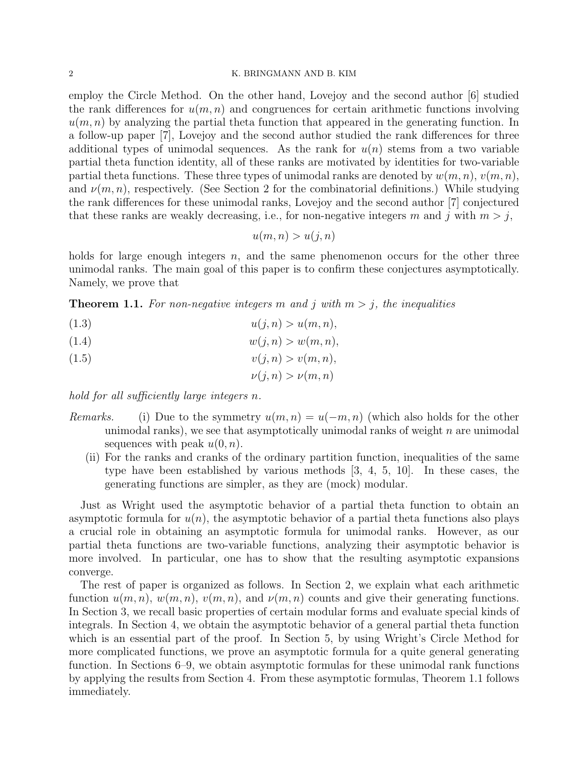employ the Circle Method. On the other hand, Lovejoy and the second author [6] studied the rank differences for $u(m,n)$ and congruences for certain arithmetic functions involving $u(m,n)$ by analyzing the partial theta function that appeared in the generating function. In a follow-up paper [7], Lovejoy and the second author studied the rank differences for three additional types of unimodal sequences. As the rank for $u(n)$ stems from a two variable partial theta function identity, all of these ranks are motivated by identities for two-variable partial theta functions. These three types of unimodal ranks are denoted by $w(m,n)$, $v(m,n)$, and $\nu(m,n)$, respectively. (See Section 2 for the combinatorial definitions.) While studying the rank differences for these unimodal ranks, Lovejoy and the second author [7] conjectured that these ranks are weakly decreasing, i.e., for non-negative integers $m$ and $j$ with $m > j$,

$$u(m,n) > u(j,n)$$

holds for large enough integers $n$, and the same phenomenon occurs for the other three unimodal ranks. The main goal of this paper is to confirm these conjectures asymptotically. Namely, we prove that

**Theorem 1.1.** *For non-negative integers $m$ and $j$ with $m > j$, the inequalities*

$$u(j,n) > u(m,n), \tag{1.3}$$

$$w(j,n) > w(m,n), \tag{1.4}$$

$$v(j,n) > v(m,n), \tag{1.5}$$

$$\nu(j,n) > \nu(m,n)$$

*hold for all sufficiently large integers $n$.*

*Remarks.*
(i) Due to the symmetry $u(m,n) = u(-m,n)$ (which also holds for the other unimodal ranks), we see that asymptotically unimodal ranks of weight $n$ are unimodal sequences with peak $u(0,n)$.
(ii) For the ranks and cranks of the ordinary partition function, inequalities of the same type have been established by various methods [3, 4, 5, 10]. In these cases, the generating functions are simpler, as they are (mock) modular.

Just as Wright used the asymptotic behavior of a partial theta function to obtain an asymptotic formula for $u(n)$, the asymptotic behavior of a partial theta functions also plays a crucial role in obtaining an asymptotic formula for unimodal ranks. However, as our partial theta functions are two-variable functions, analyzing their asymptotic behavior is more involved. In particular, one has to show that the resulting asymptotic expansions converge.

The rest of paper is organized as follows. In Section 2, we explain what each arithmetic function $u(m,n)$, $w(m,n)$, $v(m,n)$, and $\nu(m,n)$ counts and give their generating functions. In Section 3, we recall basic properties of certain modular forms and evaluate special kinds of integrals. In Section 4, we obtain the asymptotic behavior of a general partial theta function which is an essential part of the proof. In Section 5, by using Wright's Circle Method for more complicated functions, we prove an asymptotic formula for a quite general generating function. In Sections 6–9, we obtain asymptotic formulas for these unimodal rank functions by applying the results from Section 4. From these asymptotic formulas, Theorem 1.1 follows immediately.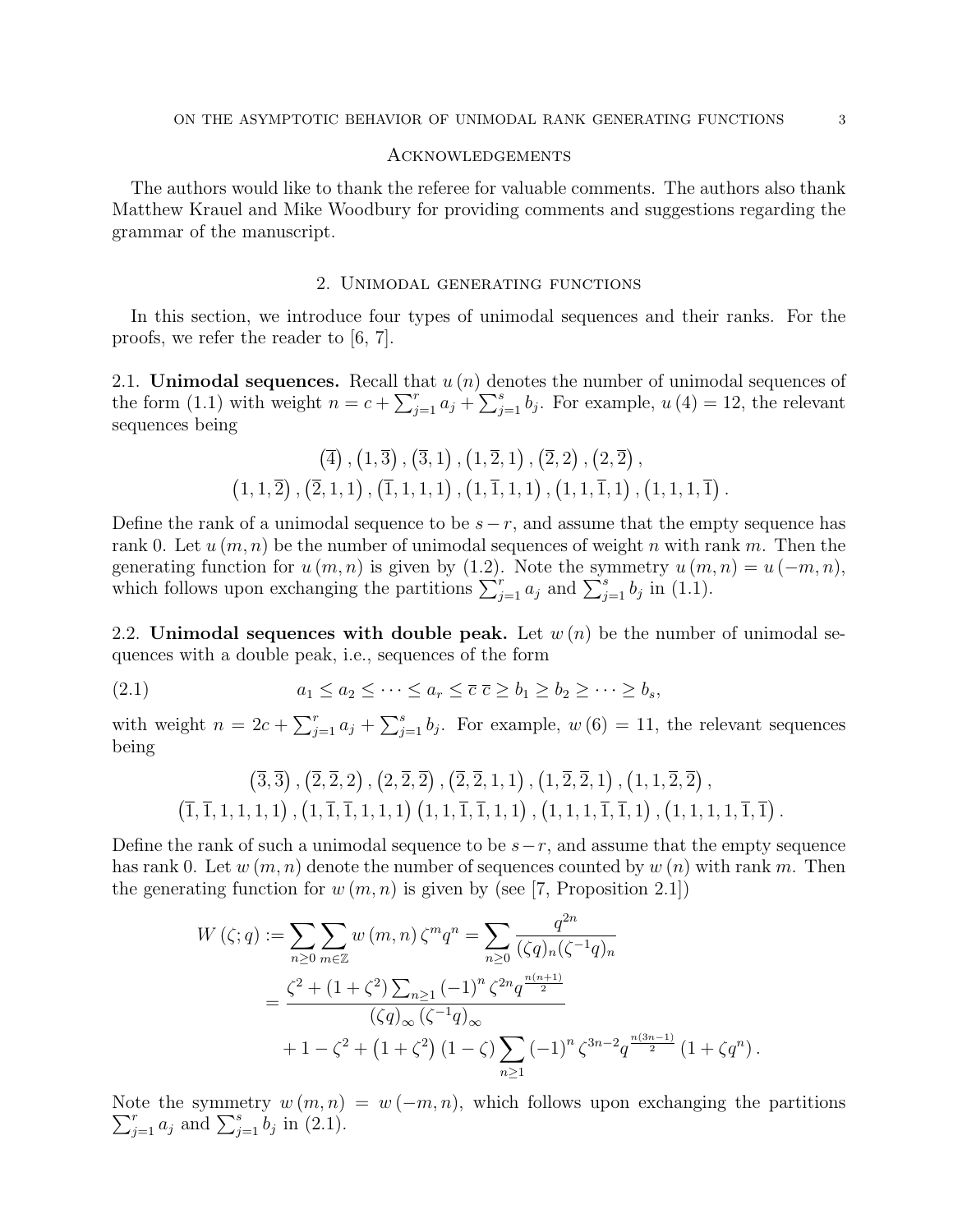## Acknowledgements

The authors would like to thank the referee for valuable comments. The authors also thank Matthew Krauel and Mike Woodbury for providing comments and suggestions regarding the grammar of the manuscript.

## 2. Unimodal generating functions

In this section, we introduce four types of unimodal sequences and their ranks. For the proofs, we refer the reader to [6, 7].

2.1. **Unimodal sequences.** Recall that $u(n)$ denotes the number of unimodal sequences of the form (1.1) with weight $n = c + \sum_{j=1}^{r} a_j + \sum_{j=1}^{s} b_j$. For example, $u(4) = 12$, the relevant sequences being

$$\left(\overline{4}\right), \left(1, \overline{3}\right), \left(\overline{3}, 1\right), \left(1, \overline{2}, 1\right), \left(\overline{2}, 2\right), \left(2, \overline{2}\right),$$
$$\left(1, 1, \overline{2}\right), \left(\overline{2}, 1, 1\right), \left(\overline{1}, 1, 1, 1\right), \left(1, \overline{1}, 1, 1\right), \left(1, 1, \overline{1}, 1\right), \left(1, 1, 1, \overline{1}\right).$$

Define the rank of a unimodal sequence to be $s - r$, and assume that the empty sequence has rank 0. Let $u(m, n)$ be the number of unimodal sequences of weight $n$ with rank $m$. Then the generating function for $u(m, n)$ is given by (1.2). Note the symmetry $u(m, n) = u(-m, n)$, which follows upon exchanging the partitions $\sum_{j=1}^{r} a_j$ and $\sum_{j=1}^{s} b_j$ in (1.1).

2.2. **Unimodal sequences with double peak.** Let $w(n)$ be the number of unimodal sequences with a double peak, i.e., sequences of the form

$$a_1 \leq a_2 \leq \cdots \leq a_r \leq \overline{c}\;\overline{c} \geq b_1 \geq b_2 \geq \cdots \geq b_s, \tag{2.1}$$

with weight $n = 2c + \sum_{j=1}^{r} a_j + \sum_{j=1}^{s} b_j$. For example, $w(6) = 11$, the relevant sequences being

$$\left(\overline{3}, \overline{3}\right), \left(\overline{2}, \overline{2}, 2\right), \left(2, \overline{2}, \overline{2}\right), \left(\overline{2}, \overline{2}, 1, 1\right), \left(1, \overline{2}, \overline{2}, 1\right), \left(1, 1, \overline{2}, \overline{2}\right),$$
$$\left(\overline{1}, \overline{1}, 1, 1, 1, 1\right), \left(1, \overline{1}, \overline{1}, 1, 1, 1\right) \left(1, 1, \overline{1}, \overline{1}, 1, 1\right), \left(1, 1, 1, \overline{1}, \overline{1}, 1\right), \left(1, 1, 1, 1, \overline{1}, \overline{1}\right).$$

Define the rank of such a unimodal sequence to be $s - r$, and assume that the empty sequence has rank 0. Let $w(m, n)$ denote the number of sequences counted by $w(n)$ with rank $m$. Then the generating function for $w(m, n)$ is given by (see [7, Proposition 2.1])

$$\begin{aligned}
W(\zeta; q) &:= \sum_{n \geq 0} \sum_{m \in \mathbb{Z}} w(m, n) \zeta^m q^n = \sum_{n \geq 0} \frac{q^{2n}}{(\zeta q)_n (\zeta^{-1} q)_n} \\
&= \frac{\zeta^2 + (1 + \zeta^2) \sum_{n \geq 1} (-1)^n \zeta^{2n} q^{\frac{n(n+1)}{2}}}{(\zeta q)_\infty (\zeta^{-1} q)_\infty} \\
&\quad + 1 - \zeta^2 + \left(1 + \zeta^2\right)(1 - \zeta) \sum_{n \geq 1} (-1)^n \zeta^{3n-2} q^{\frac{n(3n-1)}{2}} \left(1 + \zeta q^n\right).
\end{aligned}$$

Note the symmetry $w(m, n) = w(-m, n)$, which follows upon exchanging the partitions $\sum_{j=1}^{r} a_j$ and $\sum_{j=1}^{s} b_j$ in (2.1).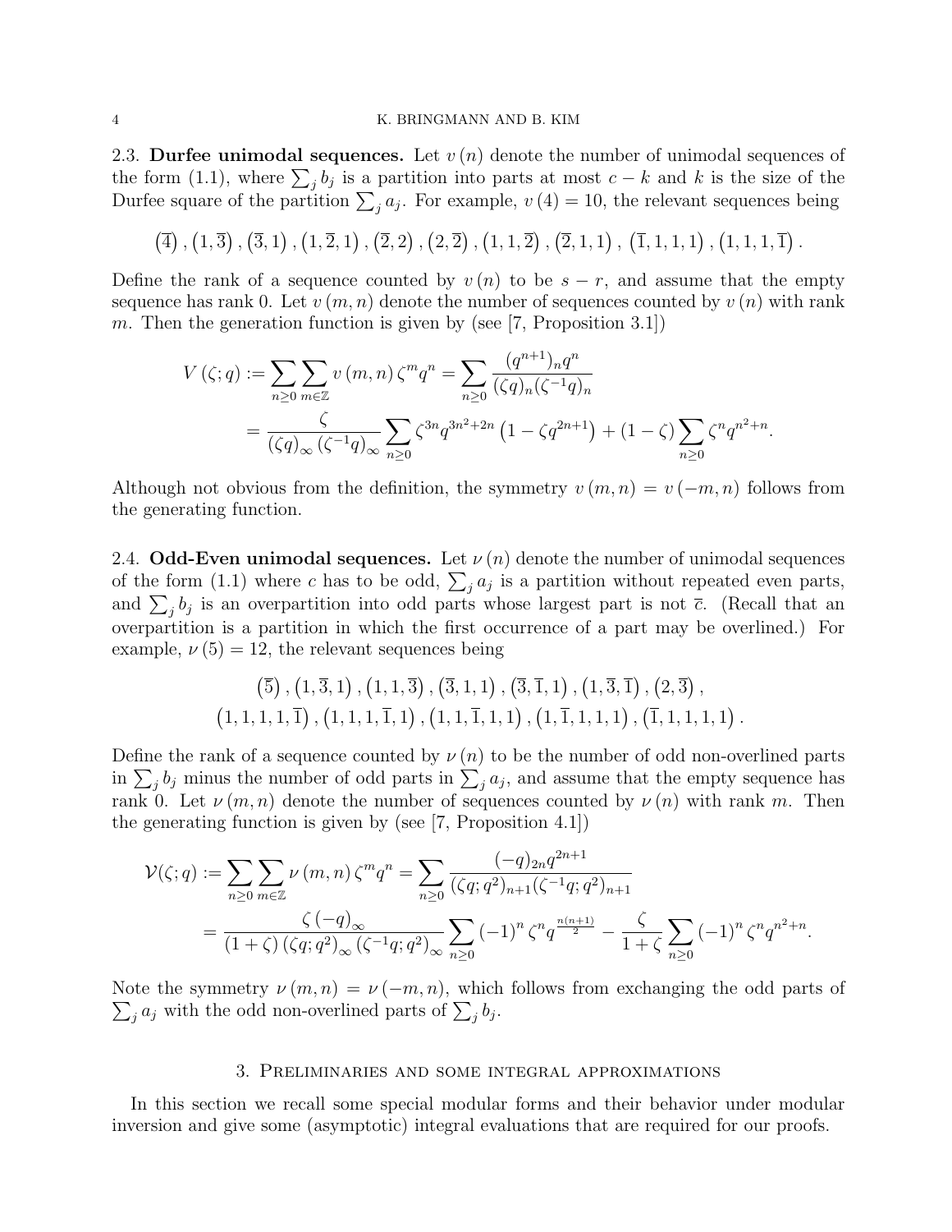## 2.3. **Durfee unimodal sequences.**

Let $v(n)$ denote the number of unimodal sequences of the form (1.1), where $\sum_j b_j$ is a partition into parts at most $c-k$ and $k$ is the size of the Durfee square of the partition $\sum_j a_j$. For example, $v(4)=10$, the relevant sequences being

$$\left(\overline{4}\right),\left(1,\overline{3}\right),\left(\overline{3},1\right),\left(1,\overline{2},1\right),\left(\overline{2},2\right),\left(2,\overline{2}\right),\left(1,1,\overline{2}\right),\left(\overline{2},1,1\right),\ \left(\overline{1},1,1,1\right),\left(1,1,1,\overline{1}\right).$$

Define the rank of a sequence counted by $v(n)$ to be $s-r$, and assume that the empty sequence has rank 0. Let $v(m,n)$ denote the number of sequences counted by $v(n)$ with rank $m$. Then the generation function is given by (see [7, Proposition 3.1])

$$\begin{aligned}
V(\zeta;q) &:= \sum_{n\geq 0}\sum_{m\in\mathbb{Z}} v(m,n)\zeta^m q^n = \sum_{n\geq 0}\frac{(q^{n+1})_n q^n}{(\zeta q)_n(\zeta^{-1}q)_n}\\
&= \frac{\zeta}{(\zeta q)_\infty(\zeta^{-1}q)_\infty}\sum_{n\geq 0}\zeta^{3n}q^{3n^2+2n}\left(1-\zeta q^{2n+1}\right)+(1-\zeta)\sum_{n\geq 0}\zeta^n q^{n^2+n}.
\end{aligned}$$

Although not obvious from the definition, the symmetry $v(m,n)=v(-m,n)$ follows from the generating function.

## 2.4. **Odd-Even unimodal sequences.**

Let $\nu(n)$ denote the number of unimodal sequences of the form (1.1) where $c$ has to be odd, $\sum_j a_j$ is a partition without repeated even parts, and $\sum_j b_j$ is an overpartition into odd parts whose largest part is not $\overline{c}$. (Recall that an overpartition is a partition in which the first occurrence of a part may be overlined.) For example, $\nu(5)=12$, the relevant sequences being

$$\begin{gathered}
\left(\overline{5}\right),\left(1,\overline{3},1\right),\left(1,1,\overline{3}\right),\left(\overline{3},1,1\right),\left(\overline{3},\overline{1},1\right),\left(1,\overline{3},\overline{1}\right),\left(2,\overline{3}\right),\\
\left(1,1,1,1,\overline{1}\right),\left(1,1,1,\overline{1},1\right),\left(1,1,\overline{1},1,1\right),\left(1,\overline{1},1,1,1\right),\left(\overline{1},1,1,1,1\right).
\end{gathered}$$

Define the rank of a sequence counted by $\nu(n)$ to be the number of odd non-overlined parts in $\sum_j b_j$ minus the number of odd parts in $\sum_j a_j$, and assume that the empty sequence has rank 0. Let $\nu(m,n)$ denote the number of sequences counted by $\nu(n)$ with rank $m$. Then the generating function is given by (see [7, Proposition 4.1])

$$\begin{aligned}
\mathcal{V}(\zeta;q) &:= \sum_{n\geq 0}\sum_{m\in\mathbb{Z}}\nu(m,n)\zeta^m q^n = \sum_{n\geq 0}\frac{(-q)_{2n}q^{2n+1}}{(\zeta q;q^2)_{n+1}(\zeta^{-1}q;q^2)_{n+1}}\\
&= \frac{\zeta(-q)_\infty}{(1+\zeta)(\zeta q;q^2)_\infty(\zeta^{-1}q;q^2)_\infty}\sum_{n\geq 0}(-1)^n\zeta^n q^{\frac{n(n+1)}{2}}-\frac{\zeta}{1+\zeta}\sum_{n\geq 0}(-1)^n\zeta^n q^{n^2+n}.
\end{aligned}$$

Note the symmetry $\nu(m,n)=\nu(-m,n)$, which follows from exchanging the odd parts of $\sum_j a_j$ with the odd non-overlined parts of $\sum_j b_j$.

# 3. Preliminaries and some integral approximations

In this section we recall some special modular forms and their behavior under modular inversion and give some (asymptotic) integral evaluations that are required for our proofs.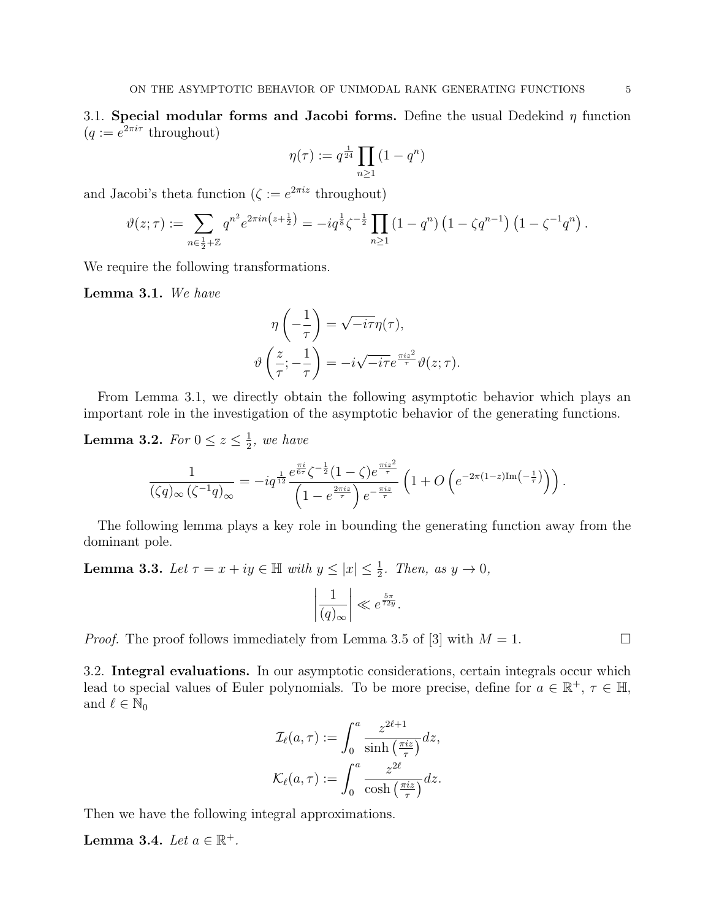**3.1. Special modular forms and Jacobi forms.** Define the usual Dedekind $\eta$ function ($q := e^{2\pi i\tau}$ throughout)

$$\eta(\tau) := q^{\frac{1}{24}} \prod_{n\geq 1} (1-q^n)$$

and Jacobi's theta function ($\zeta := e^{2\pi i z}$ throughout)

$$\vartheta(z;\tau) := \sum_{n\in\frac{1}{2}+\mathbb{Z}} q^{n^2} e^{2\pi i n\left(z+\frac{1}{2}\right)} = -iq^{\frac{1}{8}}\zeta^{-\frac{1}{2}} \prod_{n\geq 1} (1-q^n)\left(1-\zeta q^{n-1}\right)\left(1-\zeta^{-1}q^n\right).$$

We require the following transformations.

**Lemma 3.1.** *We have*

$$\eta\left(-\frac{1}{\tau}\right) = \sqrt{-i\tau}\eta(\tau),$$

$$\vartheta\left(\frac{z}{\tau};-\frac{1}{\tau}\right) = -i\sqrt{-i\tau}e^{\frac{\pi i z^2}{\tau}}\vartheta(z;\tau).$$

From Lemma 3.1, we directly obtain the following asymptotic behavior which plays an important role in the investigation of the asymptotic behavior of the generating functions.

**Lemma 3.2.** *For $0 \leq z \leq \frac{1}{2}$, we have*

$$\frac{1}{(\zeta q)_\infty \left(\zeta^{-1}q\right)_\infty} = -iq^{\frac{1}{12}} \frac{e^{\frac{\pi i}{6\tau}}\zeta^{-\frac{1}{2}}(1-\zeta)e^{\frac{\pi i z^2}{\tau}}}{\left(1-e^{\frac{2\pi i z}{\tau}}\right)e^{-\frac{\pi i z}{\tau}}}\left(1+O\left(e^{-2\pi(1-z)\mathrm{Im}\left(-\frac{1}{\tau}\right)}\right)\right).$$

The following lemma plays a key role in bounding the generating function away from the dominant pole.

**Lemma 3.3.** *Let $\tau = x+iy \in \mathbb{H}$ with $y \leq |x| \leq \frac{1}{2}$. Then, as $y \to 0$,*

$$\left|\frac{1}{(q)_\infty}\right| \ll e^{\frac{5\pi}{72y}}.$$

*Proof.* The proof follows immediately from Lemma 3.5 of [3] with $M = 1$. □

**3.2. Integral evaluations.** In our asymptotic considerations, certain integrals occur which lead to special values of Euler polynomials. To be more precise, define for $a \in \mathbb{R}^+$, $\tau \in \mathbb{H}$, and $\ell \in \mathbb{N}_0$

$$\mathcal{I}_\ell(a,\tau) := \int_0^a \frac{z^{2\ell+1}}{\sinh\left(\frac{\pi i z}{\tau}\right)}dz,$$

$$\mathcal{K}_\ell(a,\tau) := \int_0^a \frac{z^{2\ell}}{\cosh\left(\frac{\pi i z}{\tau}\right)}dz.$$

Then we have the following integral approximations.

**Lemma 3.4.** *Let $a \in \mathbb{R}^+$.*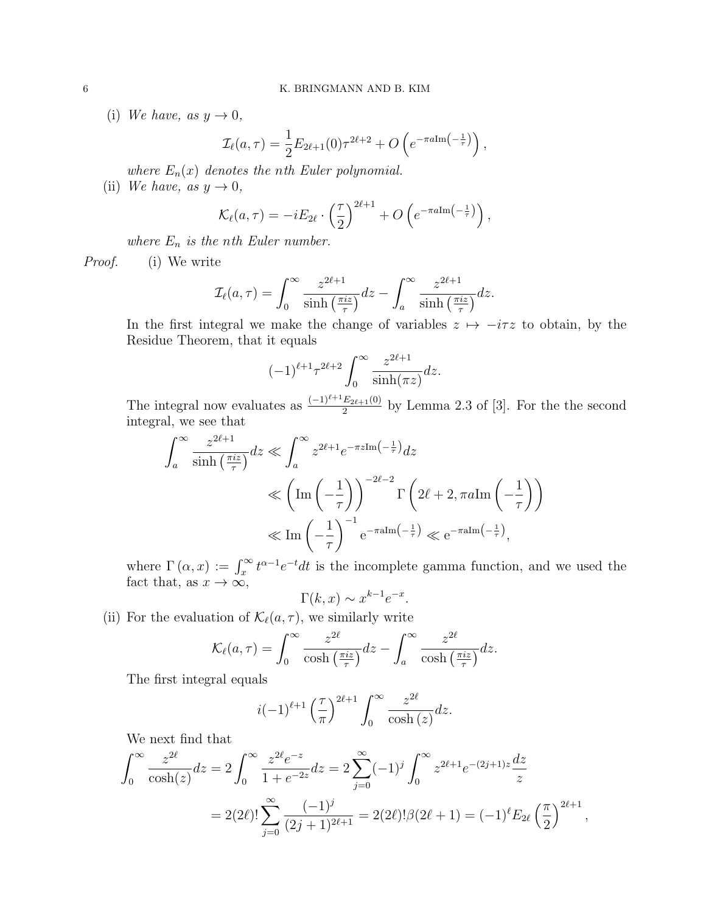(i) *We have, as $y \to 0$,*

$$\mathcal{I}_\ell(a,\tau) = \frac{1}{2}E_{2\ell+1}(0)\tau^{2\ell+2} + O\left(e^{-\pi a \mathrm{Im}\left(-\frac{1}{\tau}\right)}\right),$$

*where $E_n(x)$ denotes the nth Euler polynomial.*

(ii) *We have, as $y \to 0$,*

$$\mathcal{K}_\ell(a,\tau) = -iE_{2\ell} \cdot \left(\frac{\tau}{2}\right)^{2\ell+1} + O\left(e^{-\pi a \mathrm{Im}\left(-\frac{1}{\tau}\right)}\right),$$

*where $E_n$ is the nth Euler number.*

*Proof.* (i) We write

$$\mathcal{I}_\ell(a,\tau) = \int_0^\infty \frac{z^{2\ell+1}}{\sinh\left(\frac{\pi i z}{\tau}\right)}dz - \int_a^\infty \frac{z^{2\ell+1}}{\sinh\left(\frac{\pi i z}{\tau}\right)}dz.$$

In the first integral we make the change of variables $z \mapsto -i\tau z$ to obtain, by the Residue Theorem, that it equals

$$(-1)^{\ell+1}\tau^{2\ell+2}\int_0^\infty \frac{z^{2\ell+1}}{\sinh(\pi z)}dz.$$

The integral now evaluates as $\frac{(-1)^{\ell+1}E_{2\ell+1}(0)}{2}$ by Lemma 2.3 of [3]. For the the second integral, we see that

$$\begin{aligned}
\int_a^\infty \frac{z^{2\ell+1}}{\sinh\left(\frac{\pi i z}{\tau}\right)}dz &\ll \int_a^\infty z^{2\ell+1}e^{-\pi z \mathrm{Im}\left(-\frac{1}{\tau}\right)}dz \\
&\ll \left(\mathrm{Im}\left(-\frac{1}{\tau}\right)\right)^{-2\ell-2}\Gamma\left(2\ell+2, \pi a \mathrm{Im}\left(-\frac{1}{\tau}\right)\right) \\
&\ll \mathrm{Im}\left(-\frac{1}{\tau}\right)^{-1} e^{-\pi a \mathrm{Im}\left(-\frac{1}{\tau}\right)} \ll e^{-\pi a \mathrm{Im}\left(-\frac{1}{\tau}\right)},
\end{aligned}$$

where $\Gamma(\alpha, x) := \int_x^\infty t^{\alpha-1}e^{-t}dt$ is the incomplete gamma function, and we used the fact that, as $x \to \infty$,

$$\Gamma(k,x) \sim x^{k-1}e^{-x}.$$

(ii) For the evaluation of $\mathcal{K}_\ell(a,\tau)$, we similarly write

$$\mathcal{K}_\ell(a,\tau) = \int_0^\infty \frac{z^{2\ell}}{\cosh\left(\frac{\pi i z}{\tau}\right)}dz - \int_a^\infty \frac{z^{2\ell}}{\cosh\left(\frac{\pi i z}{\tau}\right)}dz.$$

The first integral equals

$$i(-1)^{\ell+1}\left(\frac{\tau}{\pi}\right)^{2\ell+1}\int_0^\infty \frac{z^{2\ell}}{\cosh(z)}dz.$$

We next find that

$$\begin{aligned}
\int_0^\infty \frac{z^{2\ell}}{\cosh(z)}dz &= 2\int_0^\infty \frac{z^{2\ell}e^{-z}}{1+e^{-2z}}dz = 2\sum_{j=0}^\infty (-1)^j \int_0^\infty z^{2\ell+1}e^{-(2j+1)z}\frac{dz}{z} \\
&= 2(2\ell)!\sum_{j=0}^\infty \frac{(-1)^j}{(2j+1)^{2\ell+1}} = 2(2\ell)!\beta(2\ell+1) = (-1)^\ell E_{2\ell}\left(\frac{\pi}{2}\right)^{2\ell+1},
\end{aligned}$$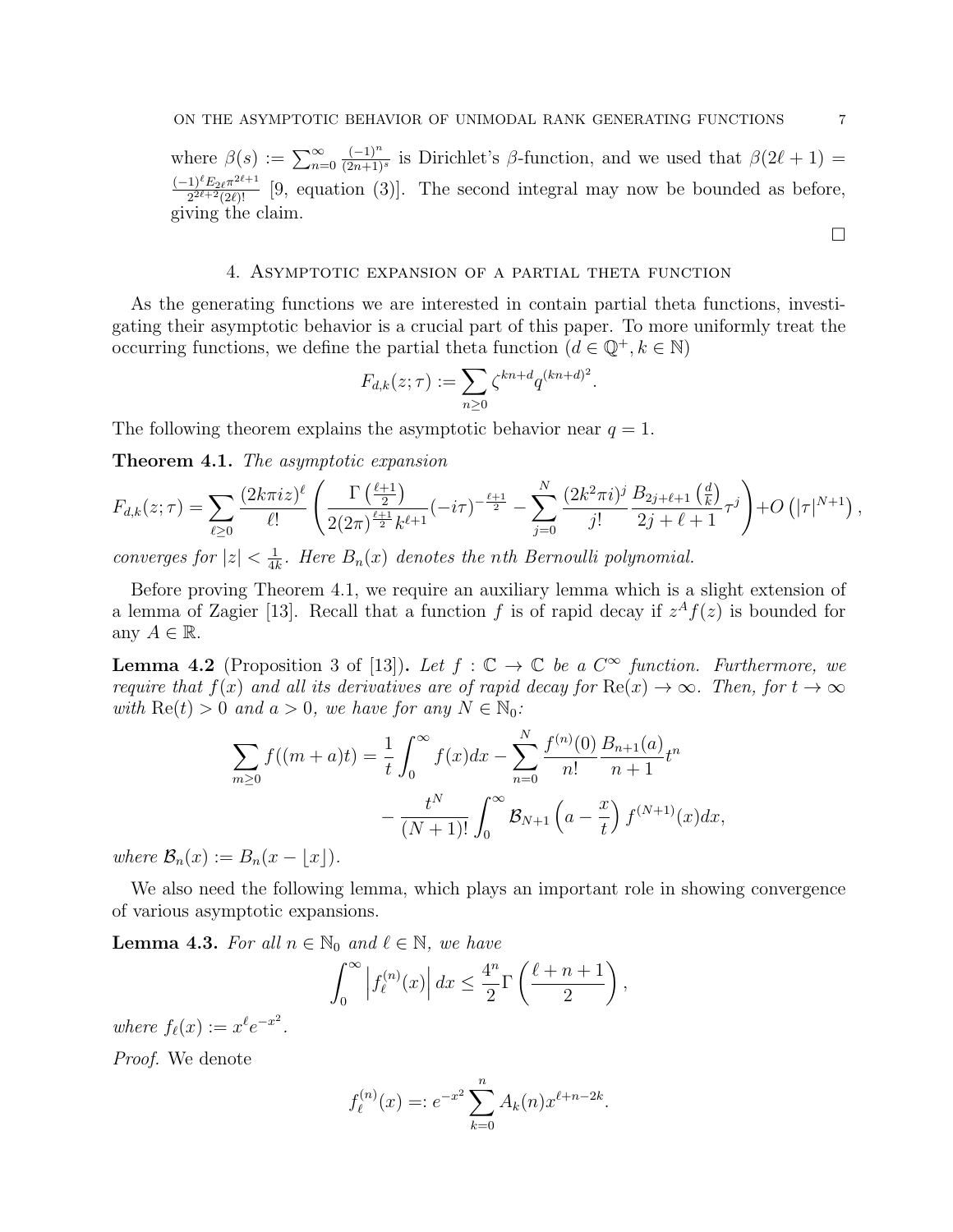where $\beta(s) := \sum_{n=0}^{\infty} \frac{(-1)^n}{(2n+1)^s}$ is Dirichlet's $\beta$-function, and we used that $\beta(2\ell+1) = \frac{(-1)^\ell E_{2\ell}\pi^{2\ell+1}}{2^{2\ell+2}(2\ell)!}$ [9, equation (3)]. The second integral may now be bounded as before, giving the claim.

□

## 4. Asymptotic expansion of a partial theta function

As the generating functions we are interested in contain partial theta functions, investigating their asymptotic behavior is a crucial part of this paper. To more uniformly treat the occurring functions, we define the partial theta function ($d \in \mathbb{Q}^+, k \in \mathbb{N}$)

$$F_{d,k}(z;\tau) := \sum_{n\geq 0} \zeta^{kn+d} q^{(kn+d)^2}.$$

The following theorem explains the asymptotic behavior near $q = 1$.

**Theorem 4.1.** *The asymptotic expansion*

$$F_{d,k}(z;\tau) = \sum_{\ell\geq 0} \frac{(2k\pi i z)^\ell}{\ell!} \left( \frac{\Gamma\left(\frac{\ell+1}{2}\right)}{2(2\pi)^{\frac{\ell+1}{2}} k^{\ell+1}} (-i\tau)^{-\frac{\ell+1}{2}} - \sum_{j=0}^{N} \frac{(2k^2\pi i)^j}{j!} \frac{B_{2j+\ell+1}\left(\frac{d}{k}\right)}{2j+\ell+1} \tau^j \right) + O\left(|\tau|^{N+1}\right),$$

*converges for $|z| < \frac{1}{4k}$. Here $B_n(x)$ denotes the $n$th Bernoulli polynomial.*

Before proving Theorem 4.1, we require an auxiliary lemma which is a slight extension of a lemma of Zagier [13]. Recall that a function $f$ is of rapid decay if $z^A f(z)$ is bounded for any $A \in \mathbb{R}$.

**Lemma 4.2** (Proposition 3 of [13])**.** *Let $f : \mathbb{C} \to \mathbb{C}$ be a $C^\infty$ function. Furthermore, we require that $f(x)$ and all its derivatives are of rapid decay for $\mathrm{Re}(x) \to \infty$. Then, for $t \to \infty$ with $\mathrm{Re}(t) > 0$ and $a > 0$, we have for any $N \in \mathbb{N}_0$:*

$$\sum_{m\geq 0} f((m+a)t) = \frac{1}{t}\int_0^\infty f(x)dx - \sum_{n=0}^{N} \frac{f^{(n)}(0)}{n!} \frac{B_{n+1}(a)}{n+1} t^n - \frac{t^N}{(N+1)!}\int_0^\infty \mathcal{B}_{N+1}\left(a - \frac{x}{t}\right) f^{(N+1)}(x)dx,$$

*where $\mathcal{B}_n(x) := B_n(x - \lfloor x \rfloor)$.*

We also need the following lemma, which plays an important role in showing convergence of various asymptotic expansions.

**Lemma 4.3.** *For all $n \in \mathbb{N}_0$ and $\ell \in \mathbb{N}$, we have*

$$\int_0^\infty \left| f_\ell^{(n)}(x) \right| dx \leq \frac{4^n}{2} \Gamma\left(\frac{\ell+n+1}{2}\right),$$

*where $f_\ell(x) := x^\ell e^{-x^2}$.*

*Proof.* We denote

$$f_\ell^{(n)}(x) =: e^{-x^2} \sum_{k=0}^{n} A_k(n) x^{\ell+n-2k}.$$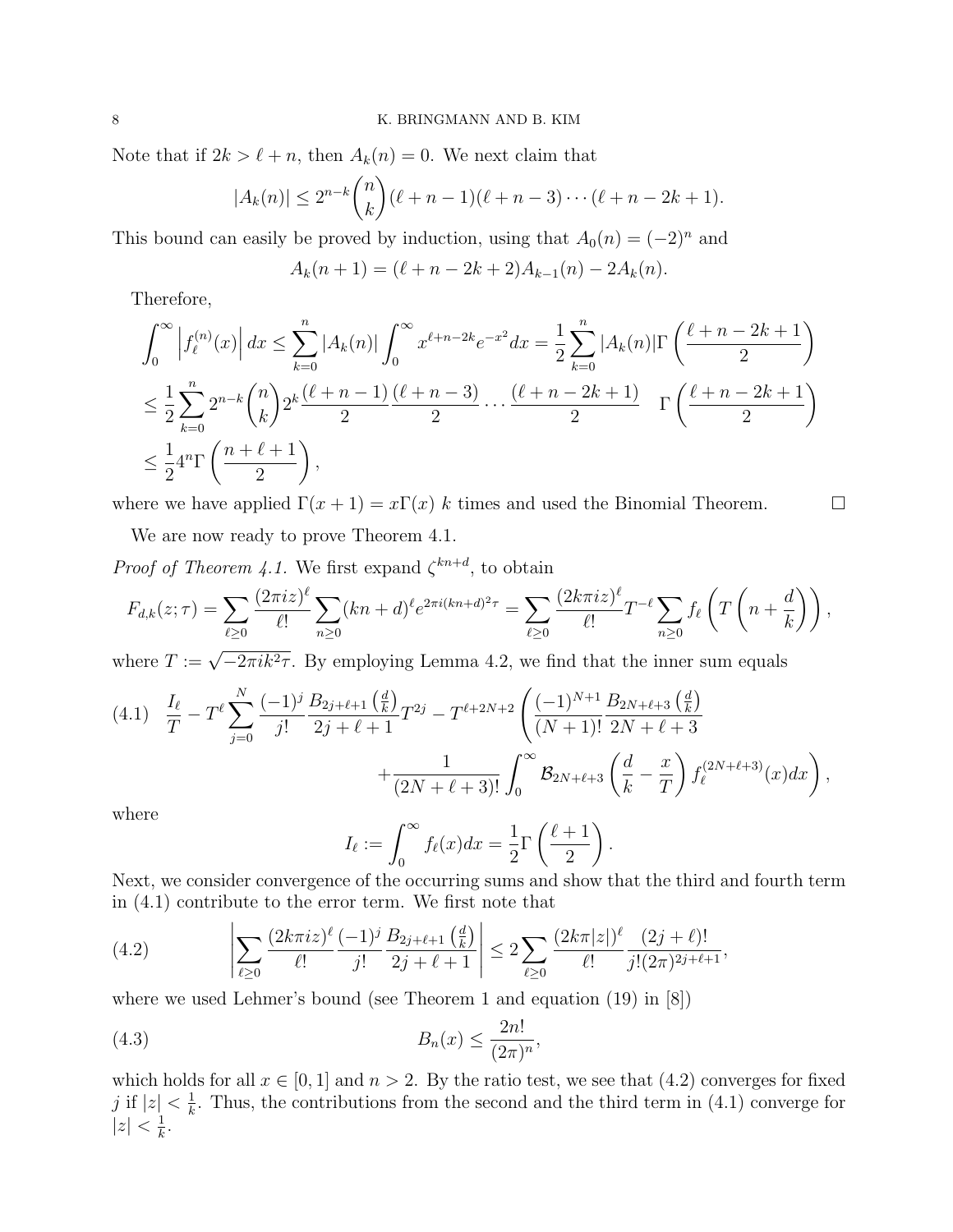Note that if $2k > \ell + n$, then $A_k(n) = 0$. We next claim that

$$|A_k(n)| \leq 2^{n-k}\binom{n}{k}(\ell+n-1)(\ell+n-3)\cdots(\ell+n-2k+1).$$

This bound can easily be proved by induction, using that $A_0(n) = (-2)^n$ and

$$A_k(n+1) = (\ell+n-2k+2)A_{k-1}(n) - 2A_k(n).$$

Therefore,

$$\begin{aligned}
\int_0^\infty \left|f_\ell^{(n)}(x)\right| dx &\leq \sum_{k=0}^n |A_k(n)| \int_0^\infty x^{\ell+n-2k}e^{-x^2}dx = \frac{1}{2}\sum_{k=0}^n |A_k(n)|\Gamma\left(\frac{\ell+n-2k+1}{2}\right) \\
&\leq \frac{1}{2}\sum_{k=0}^n 2^{n-k}\binom{n}{k}2^k \frac{(\ell+n-1)}{2}\frac{(\ell+n-3)}{2}\cdots\frac{(\ell+n-2k+1)}{2} \quad \Gamma\left(\frac{\ell+n-2k+1}{2}\right) \\
&\leq \frac{1}{2}4^n\Gamma\left(\frac{n+\ell+1}{2}\right),
\end{aligned}$$

where we have applied $\Gamma(x+1) = x\Gamma(x)$ $k$ times and used the Binomial Theorem. $\square$

We are now ready to prove Theorem 4.1.

*Proof of Theorem 4.1.* We first expand $\zeta^{kn+d}$, to obtain

$$F_{d,k}(z;\tau) = \sum_{\ell\geq 0}\frac{(2\pi iz)^\ell}{\ell!}\sum_{n\geq 0}(kn+d)^\ell e^{2\pi i(kn+d)^2\tau} = \sum_{\ell\geq 0}\frac{(2k\pi iz)^\ell}{\ell!}T^{-\ell}\sum_{n\geq 0} f_\ell\left(T\left(n+\frac{d}{k}\right)\right),$$

where $T := \sqrt{-2\pi ik^2\tau}$. By employing Lemma 4.2, we find that the inner sum equals

$$\begin{aligned}
(4.1)\quad \frac{I_\ell}{T} - T^\ell\sum_{j=0}^N \frac{(-1)^j}{j!}\frac{B_{2j+\ell+1}\left(\frac{d}{k}\right)}{2j+\ell+1}T^{2j} - T^{\ell+2N+2}\Bigg(&\frac{(-1)^{N+1}}{(N+1)!}\frac{B_{2N+\ell+3}\left(\frac{d}{k}\right)}{2N+\ell+3} \\
&+\frac{1}{(2N+\ell+3)!}\int_0^\infty \mathcal{B}_{2N+\ell+3}\left(\frac{d}{k}-\frac{x}{T}\right)f_\ell^{(2N+\ell+3)}(x)dx\Bigg),
\end{aligned}$$

where

$$I_\ell := \int_0^\infty f_\ell(x)dx = \frac{1}{2}\Gamma\left(\frac{\ell+1}{2}\right).$$

Next, we consider convergence of the occurring sums and show that the third and fourth term in (4.1) contribute to the error term. We first note that

$$(4.2)\qquad \left|\sum_{\ell\geq 0}\frac{(2k\pi iz)^\ell}{\ell!}\frac{(-1)^j}{j!}\frac{B_{2j+\ell+1}\left(\frac{d}{k}\right)}{2j+\ell+1}\right| \leq 2\sum_{\ell\geq 0}\frac{(2k\pi|z|)^\ell}{\ell!}\frac{(2j+\ell)!}{j!(2\pi)^{2j+\ell+1}},$$

where we used Lehmer's bound (see Theorem 1 and equation (19) in [8])

$$(4.3)\qquad B_n(x) \leq \frac{2n!}{(2\pi)^n},$$

which holds for all $x\in[0,1]$ and $n > 2$. By the ratio test, we see that (4.2) converges for fixed $j$ if $|z| < \frac{1}{k}$. Thus, the contributions from the second and the third term in (4.1) converge for $|z| < \frac{1}{k}$.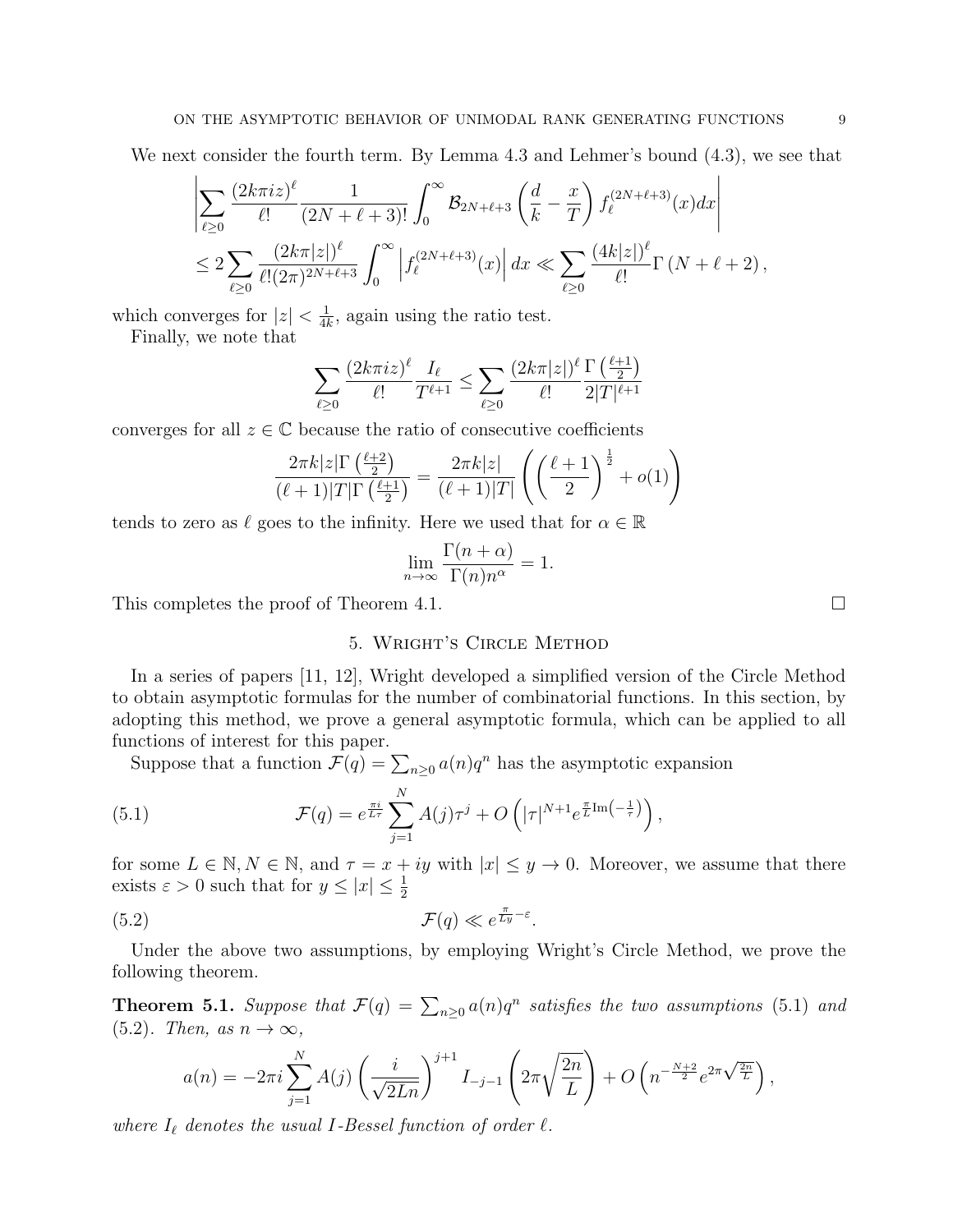We next consider the fourth term. By Lemma 4.3 and Lehmer's bound (4.3), we see that

$$\left|\sum_{\ell\geq 0}\frac{(2k\pi iz)^\ell}{\ell!}\frac{1}{(2N+\ell+3)!}\int_0^\infty \mathcal{B}_{2N+\ell+3}\left(\frac{d}{k}-\frac{x}{T}\right)f_\ell^{(2N+\ell+3)}(x)dx\right|$$
$$\leq 2\sum_{\ell\geq 0}\frac{(2k\pi|z|)^\ell}{\ell!(2\pi)^{2N+\ell+3}}\int_0^\infty\left|f_\ell^{(2N+\ell+3)}(x)\right|dx \ll \sum_{\ell\geq 0}\frac{(4k|z|)^\ell}{\ell!}\Gamma\left(N+\ell+2\right),$$

which converges for $|z|<\frac{1}{4k}$, again using the ratio test.

Finally, we note that

$$\sum_{\ell\geq 0}\frac{(2k\pi iz)^\ell}{\ell!}\frac{I_\ell}{T^{\ell+1}}\leq \sum_{\ell\geq 0}\frac{(2k\pi|z|)^\ell}{\ell!}\frac{\Gamma\left(\frac{\ell+1}{2}\right)}{2|T|^{\ell+1}}$$

converges for all $z\in\mathbb{C}$ because the ratio of consecutive coefficients

$$\frac{2\pi k|z|\Gamma\left(\frac{\ell+2}{2}\right)}{(\ell+1)|T|\Gamma\left(\frac{\ell+1}{2}\right)}=\frac{2\pi k|z|}{(\ell+1)|T|}\left(\left(\frac{\ell+1}{2}\right)^{\frac{1}{2}}+o(1)\right)$$

tends to zero as $\ell$ goes to the infinity. Here we used that for $\alpha\in\mathbb{R}$

$$\lim_{n\to\infty}\frac{\Gamma(n+\alpha)}{\Gamma(n)n^\alpha}=1.$$

This completes the proof of Theorem 4.1. $\square$

## 5. Wright's Circle Method

In a series of papers [11, 12], Wright developed a simplified version of the Circle Method to obtain asymptotic formulas for the number of combinatorial functions. In this section, by adopting this method, we prove a general asymptotic formula, which can be applied to all functions of interest for this paper.

Suppose that a function $\mathcal{F}(q)=\sum_{n\geq 0}a(n)q^n$ has the asymptotic expansion

$$\mathcal{F}(q)=e^{\frac{\pi i}{L\tau}}\sum_{j=1}^N A(j)\tau^j+O\left(|\tau|^{N+1}e^{\frac{\pi}{L}\mathrm{Im}\left(-\frac{1}{\tau}\right)}\right), \tag{5.1}$$

for some $L\in\mathbb{N}, N\in\mathbb{N}$, and $\tau=x+iy$ with $|x|\leq y\to 0$. Moreover, we assume that there exists $\varepsilon>0$ such that for $y\leq|x|\leq\frac{1}{2}$

$$\mathcal{F}(q)\ll e^{\frac{\pi}{Ly}-\varepsilon}. \tag{5.2}$$

Under the above two assumptions, by employing Wright's Circle Method, we prove the following theorem.

**Theorem 5.1.** *Suppose that $\mathcal{F}(q)=\sum_{n\geq 0}a(n)q^n$ satisfies the two assumptions (5.1) and (5.2). Then, as $n\to\infty$,*

$$a(n)=-2\pi i\sum_{j=1}^N A(j)\left(\frac{i}{\sqrt{2Ln}}\right)^{j+1}I_{-j-1}\left(2\pi\sqrt{\frac{2n}{L}}\right)+O\left(n^{-\frac{N+2}{2}}e^{2\pi\sqrt{\frac{2n}{L}}}\right),$$

*where $I_\ell$ denotes the usual $I$-Bessel function of order $\ell$.*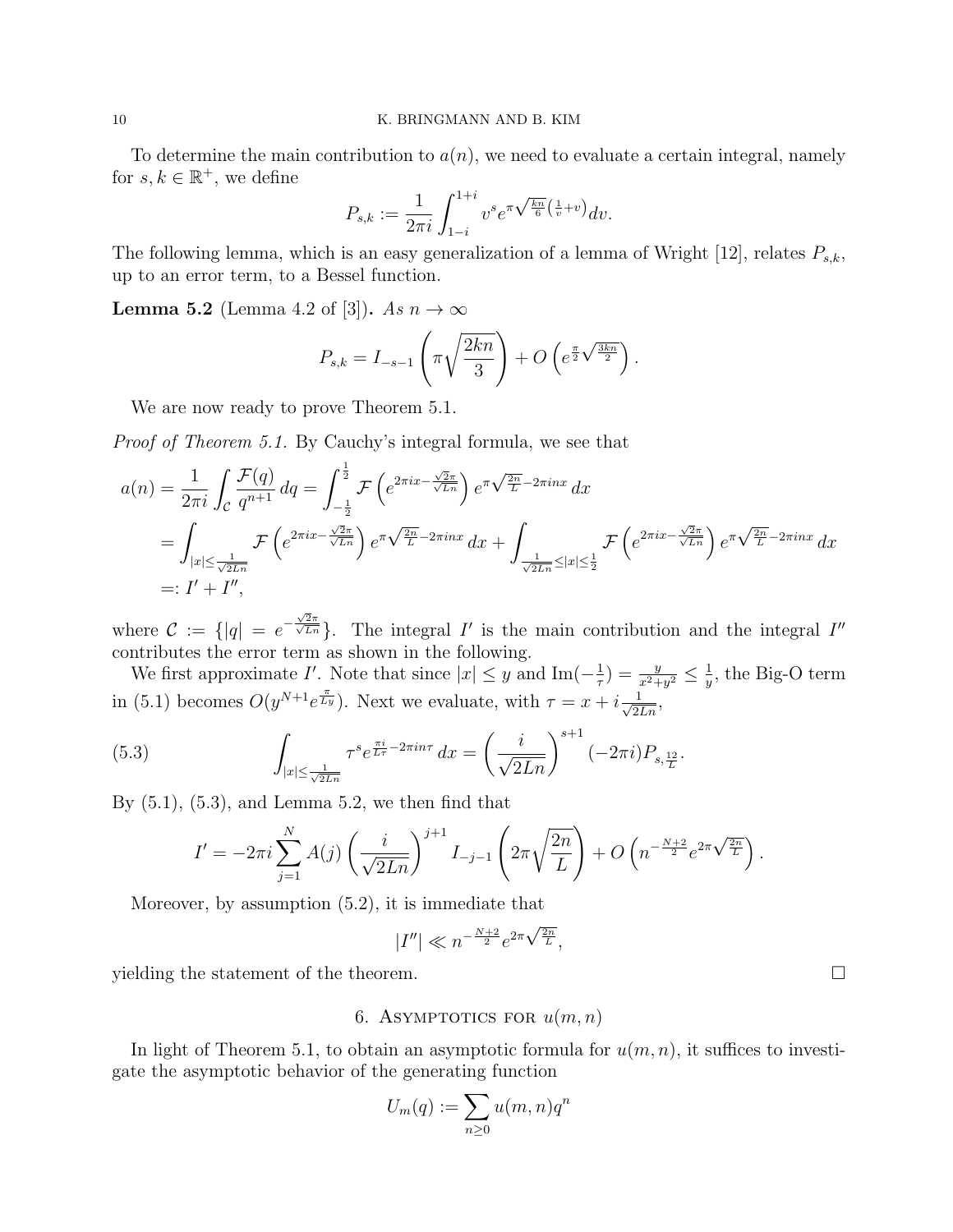To determine the main contribution to $a(n)$, we need to evaluate a certain integral, namely for $s, k \in \mathbb{R}^+$, we define

$$P_{s,k} := \frac{1}{2\pi i} \int_{1-i}^{1+i} v^s e^{\pi \sqrt{\frac{kn}{6}} \left(\frac{1}{v}+v\right)} dv.$$

The following lemma, which is an easy generalization of a lemma of Wright [12], relates $P_{s,k}$, up to an error term, to a Bessel function.

**Lemma 5.2** (Lemma 4.2 of [3])**.** *As $n \to \infty$*

$$P_{s,k} = I_{-s-1}\left(\pi \sqrt{\frac{2kn}{3}}\right) + O\left(e^{\frac{\pi}{2}\sqrt{\frac{3kn}{2}}}\right).$$

We are now ready to prove Theorem 5.1.

*Proof of Theorem 5.1.* By Cauchy's integral formula, we see that

$$\begin{aligned}
a(n) &= \frac{1}{2\pi i} \int_{\mathcal{C}} \frac{\mathcal{F}(q)}{q^{n+1}}\, dq = \int_{-\frac{1}{2}}^{\frac{1}{2}} \mathcal{F}\left(e^{2\pi i x - \frac{\sqrt{2}\pi}{\sqrt{Ln}}}\right) e^{\pi\sqrt{\frac{2n}{L}} - 2\pi i n x}\, dx \\
&= \int_{|x| \leq \frac{1}{\sqrt{2Ln}}} \mathcal{F}\left(e^{2\pi i x - \frac{\sqrt{2}\pi}{\sqrt{Ln}}}\right) e^{\pi\sqrt{\frac{2n}{L}} - 2\pi i n x}\, dx + \int_{\frac{1}{\sqrt{2Ln}} \leq |x| \leq \frac{1}{2}} \mathcal{F}\left(e^{2\pi i x - \frac{\sqrt{2}\pi}{\sqrt{Ln}}}\right) e^{\pi\sqrt{\frac{2n}{L}} - 2\pi i n x}\, dx \\
&=: I' + I'',
\end{aligned}$$

where $\mathcal{C} := \{|q| = e^{-\frac{\sqrt{2}\pi}{\sqrt{Ln}}}\}$. The integral $I'$ is the main contribution and the integral $I''$ contributes the error term as shown in the following.

We first approximate $I'$. Note that since $|x| \leq y$ and $\mathrm{Im}(-\frac{1}{\tau}) = \frac{y}{x^2+y^2} \leq \frac{1}{y}$, the Big-O term in (5.1) becomes $O(y^{N+1} e^{\frac{\pi}{Ly}})$. Next we evaluate, with $\tau = x + i\frac{1}{\sqrt{2Ln}}$,

$$\int_{|x| \leq \frac{1}{\sqrt{2Ln}}} \tau^s e^{\frac{\pi i}{L\tau} - 2\pi i n \tau}\, dx = \left(\frac{i}{\sqrt{2Ln}}\right)^{s+1} (-2\pi i) P_{s,\frac{12}{L}}. \tag{5.3}$$

By (5.1), (5.3), and Lemma 5.2, we then find that

$$I' = -2\pi i \sum_{j=1}^{N} A(j) \left(\frac{i}{\sqrt{2Ln}}\right)^{j+1} I_{-j-1}\left(2\pi\sqrt{\frac{2n}{L}}\right) + O\left(n^{-\frac{N+2}{2}} e^{2\pi\sqrt{\frac{2n}{L}}}\right).$$

Moreover, by assumption (5.2), it is immediate that

$$|I''| \ll n^{-\frac{N+2}{2}} e^{2\pi\sqrt{\frac{2n}{L}}},$$

yielding the statement of the theorem. $\square$

## 6. Asymptotics for $u(m,n)$

In light of Theorem 5.1, to obtain an asymptotic formula for $u(m,n)$, it suffices to investigate the asymptotic behavior of the generating function

$$U_m(q) := \sum_{n \geq 0} u(m,n) q^n$$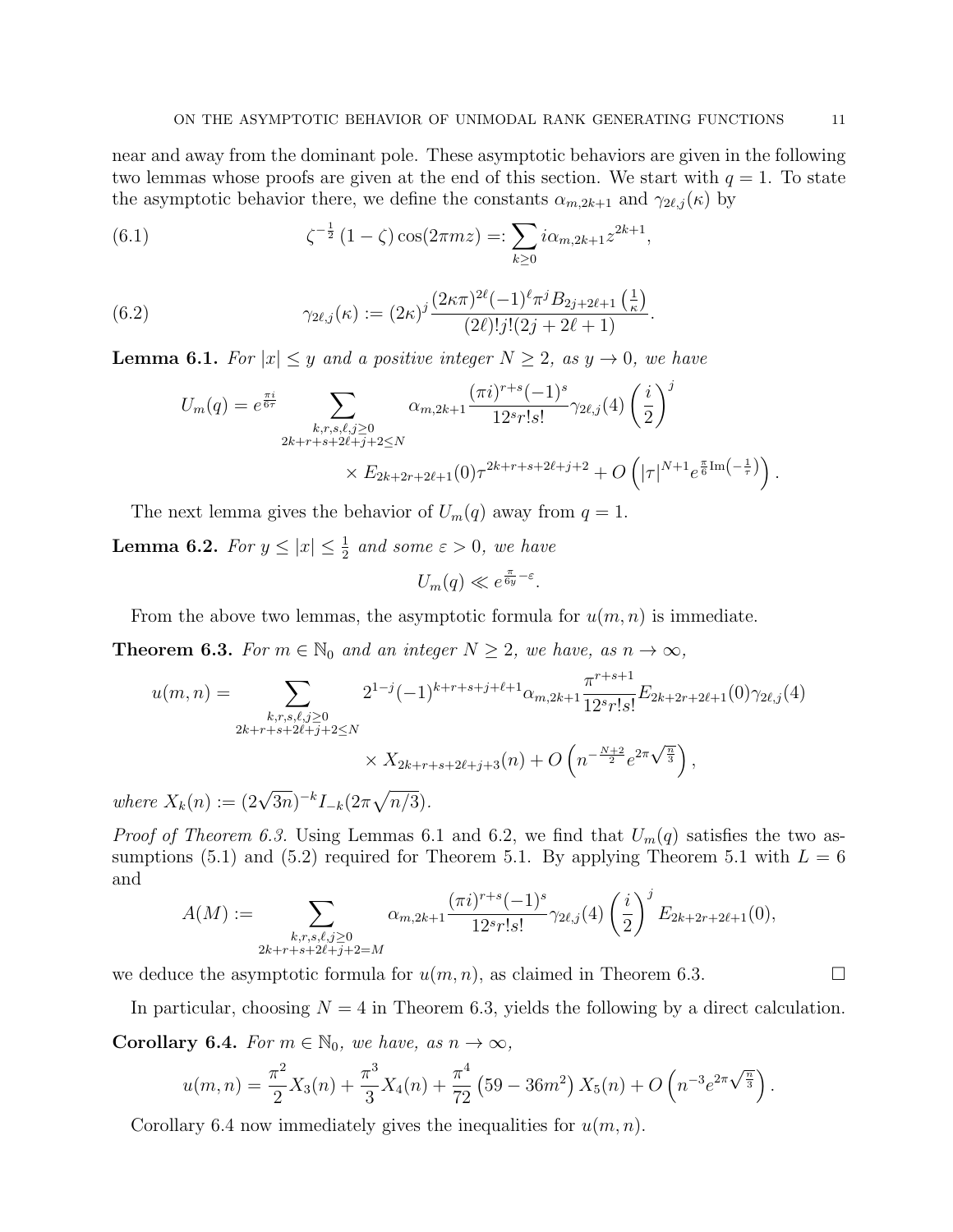near and away from the dominant pole. These asymptotic behaviors are given in the following two lemmas whose proofs are given at the end of this section. We start with $q = 1$. To state the asymptotic behavior there, we define the constants $\alpha_{m,2k+1}$ and $\gamma_{2\ell,j}(\kappa)$ by

$$\zeta^{-\frac{1}{2}}(1-\zeta)\cos(2\pi m z) =: \sum_{k\geq 0} i\alpha_{m,2k+1} z^{2k+1}, \tag{6.1}$$

$$\gamma_{2\ell,j}(\kappa) := (2\kappa)^j \frac{(2\kappa\pi)^{2\ell}(-1)^\ell \pi^j B_{2j+2\ell+1}\left(\frac{1}{\kappa}\right)}{(2\ell)!j!(2j+2\ell+1)}. \tag{6.2}$$

**Lemma 6.1.** *For $|x| \leq y$ and a positive integer $N \geq 2$, as $y \to 0$, we have*

$$U_m(q) = e^{\frac{\pi i}{6\tau}} \sum_{\substack{k,r,s,\ell,j\geq 0\\ 2k+r+s+2\ell+j+2\leq N}} \alpha_{m,2k+1} \frac{(\pi i)^{r+s}(-1)^s}{12^s r! s!} \gamma_{2\ell,j}(4) \left(\frac{i}{2}\right)^j$$
$$\times E_{2k+2r+2\ell+1}(0)\tau^{2k+r+s+2\ell+j+2} + O\left(|\tau|^{N+1} e^{\frac{\pi}{6}\mathrm{Im}\left(-\frac{1}{\tau}\right)}\right).$$

The next lemma gives the behavior of $U_m(q)$ away from $q = 1$.

**Lemma 6.2.** *For $y \leq |x| \leq \frac{1}{2}$ and some $\varepsilon > 0$, we have*

$$U_m(q) \ll e^{\frac{\pi}{6y}-\varepsilon}.$$

From the above two lemmas, the asymptotic formula for $u(m,n)$ is immediate.

**Theorem 6.3.** *For $m \in \mathbb{N}_0$ and an integer $N \geq 2$, we have, as $n \to \infty$,*

$$u(m,n) = \sum_{\substack{k,r,s,\ell,j\geq 0\\ 2k+r+s+2\ell+j+2\leq N}} 2^{1-j}(-1)^{k+r+s+j+\ell+1}\alpha_{m,2k+1}\frac{\pi^{r+s+1}}{12^s r! s!}E_{2k+2r+2\ell+1}(0)\gamma_{2\ell,j}(4)$$
$$\times X_{2k+r+s+2\ell+j+3}(n) + O\left(n^{-\frac{N+2}{2}} e^{2\pi\sqrt{\frac{n}{3}}}\right),$$

*where $X_k(n) := (2\sqrt{3n})^{-k} I_{-k}(2\pi\sqrt{n/3})$.*

*Proof of Theorem 6.3.* Using Lemmas 6.1 and 6.2, we find that $U_m(q)$ satisfies the two assumptions (5.1) and (5.2) required for Theorem 5.1. By applying Theorem 5.1 with $L = 6$ and

$$A(M) := \sum_{\substack{k,r,s,\ell,j\geq 0\\ 2k+r+s+2\ell+j+2=M}} \alpha_{m,2k+1}\frac{(\pi i)^{r+s}(-1)^s}{12^s r! s!}\gamma_{2\ell,j}(4)\left(\frac{i}{2}\right)^j E_{2k+2r+2\ell+1}(0),$$

we deduce the asymptotic formula for $u(m,n)$, as claimed in Theorem 6.3. $\square$

In particular, choosing $N = 4$ in Theorem 6.3, yields the following by a direct calculation.

**Corollary 6.4.** *For $m \in \mathbb{N}_0$, we have, as $n \to \infty$,*

$$u(m,n) = \frac{\pi^2}{2}X_3(n) + \frac{\pi^3}{3}X_4(n) + \frac{\pi^4}{72}\left(59 - 36m^2\right)X_5(n) + O\left(n^{-3}e^{2\pi\sqrt{\frac{n}{3}}}\right).$$

Corollary 6.4 now immediately gives the inequalities for $u(m,n)$.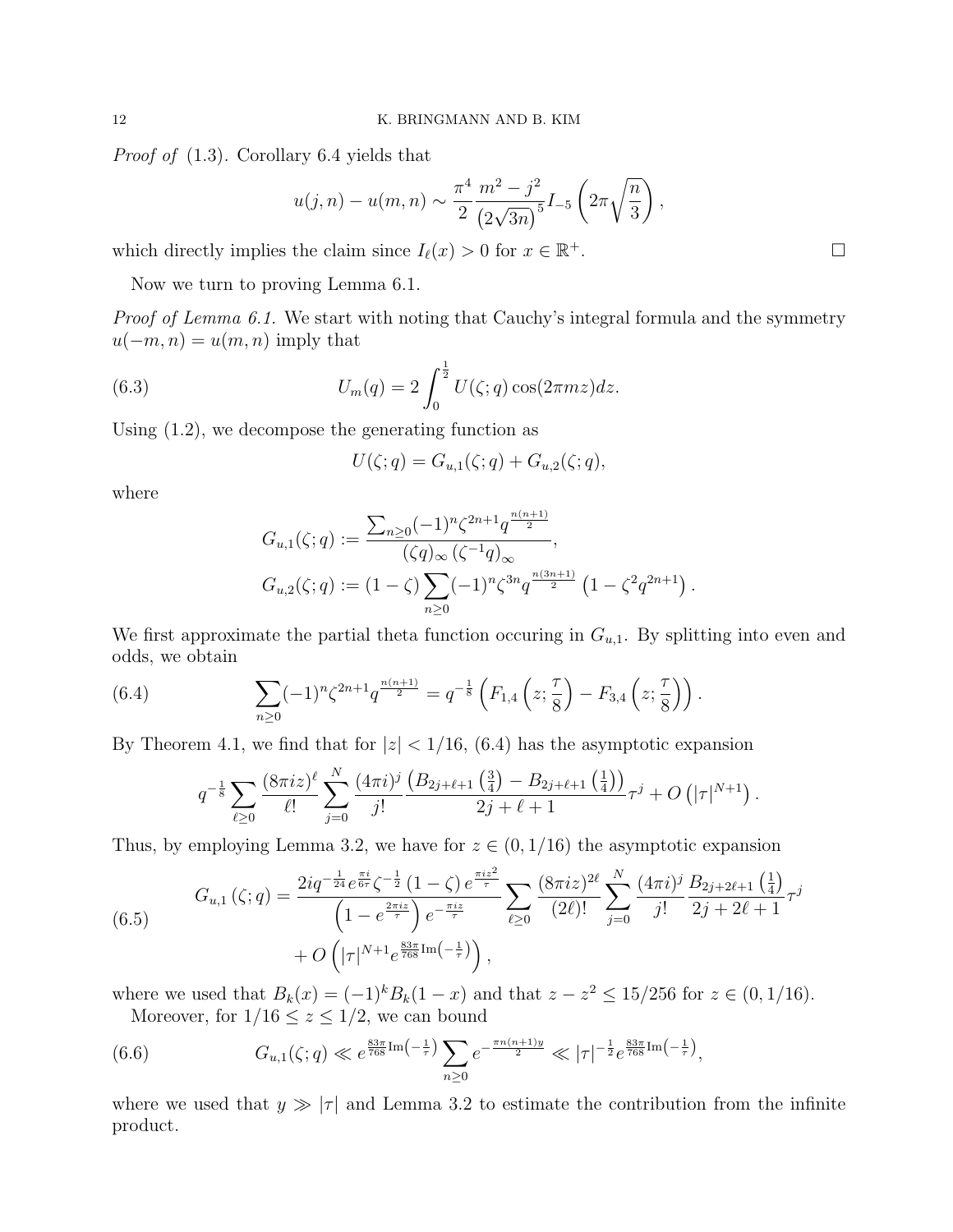*Proof of* (1.3). Corollary 6.4 yields that

$$u(j,n) - u(m,n) \sim \frac{\pi^4}{2} \frac{m^2 - j^2}{\left(2\sqrt{3n}\right)^5} I_{-5}\left(2\pi\sqrt{\frac{n}{3}}\right),$$

which directly implies the claim since $I_\ell(x) > 0$ for $x \in \mathbb{R}^+$. $\square$

Now we turn to proving Lemma 6.1.

*Proof of Lemma 6.1.* We start with noting that Cauchy's integral formula and the symmetry $u(-m,n) = u(m,n)$ imply that

$$U_m(q) = 2\int_0^{\frac{1}{2}} U(\zeta;q)\cos(2\pi m z)dz. \tag{6.3}$$

Using (1.2), we decompose the generating function as

$$U(\zeta;q) = G_{u,1}(\zeta;q) + G_{u,2}(\zeta;q),$$

where

$$G_{u,1}(\zeta;q) := \frac{\sum_{n\geq 0}(-1)^n \zeta^{2n+1} q^{\frac{n(n+1)}{2}}}{(\zeta q)_\infty \left(\zeta^{-1}q\right)_\infty},$$

$$G_{u,2}(\zeta;q) := (1-\zeta)\sum_{n\geq 0}(-1)^n \zeta^{3n} q^{\frac{n(3n+1)}{2}}\left(1 - \zeta^2 q^{2n+1}\right).$$

We first approximate the partial theta function occuring in $G_{u,1}$. By splitting into even and odds, we obtain

$$\sum_{n\geq 0}(-1)^n \zeta^{2n+1} q^{\frac{n(n+1)}{2}} = q^{-\frac{1}{8}}\left(F_{1,4}\left(z;\frac{\tau}{8}\right) - F_{3,4}\left(z;\frac{\tau}{8}\right)\right). \tag{6.4}$$

By Theorem 4.1, we find that for $|z| < 1/16$, (6.4) has the asymptotic expansion

$$q^{-\frac{1}{8}}\sum_{\ell\geq 0}\frac{(8\pi i z)^\ell}{\ell!}\sum_{j=0}^{N}\frac{(4\pi i)^j}{j!}\frac{\left(B_{2j+\ell+1}\left(\frac{3}{4}\right) - B_{2j+\ell+1}\left(\frac{1}{4}\right)\right)}{2j+\ell+1}\tau^j + O\left(|\tau|^{N+1}\right).$$

Thus, by employing Lemma 3.2, we have for $z \in (0, 1/16)$ the asymptotic expansion

$$\begin{aligned} G_{u,1}(\zeta;q) = {} & \frac{2iq^{-\frac{1}{24}}e^{\frac{\pi i}{6\tau}}\zeta^{-\frac{1}{2}}(1-\zeta)\,e^{\frac{\pi i z^2}{\tau}}}{\left(1 - e^{\frac{2\pi i z}{\tau}}\right)e^{-\frac{\pi i z}{\tau}}}\sum_{\ell\geq 0}\frac{(8\pi i z)^{2\ell}}{(2\ell)!}\sum_{j=0}^{N}\frac{(4\pi i)^j}{j!}\frac{B_{2j+2\ell+1}\left(\frac{1}{4}\right)}{2j+2\ell+1}\tau^j \\ & + O\left(|\tau|^{N+1}e^{\frac{83\pi}{768}\mathrm{Im}\left(-\frac{1}{\tau}\right)}\right), \end{aligned} \tag{6.5}$$

where we used that $B_k(x) = (-1)^k B_k(1-x)$ and that $z - z^2 \leq 15/256$ for $z \in (0, 1/16)$.

Moreover, for $1/16 \leq z \leq 1/2$, we can bound

$$G_{u,1}(\zeta;q) \ll e^{\frac{83\pi}{768}\mathrm{Im}\left(-\frac{1}{\tau}\right)}\sum_{n\geq 0}e^{-\frac{\pi n(n+1)y}{2}} \ll |\tau|^{-\frac{1}{2}}e^{\frac{83\pi}{768}\mathrm{Im}\left(-\frac{1}{\tau}\right)}, \tag{6.6}$$

where we used that $y \gg |\tau|$ and Lemma 3.2 to estimate the contribution from the infinite product.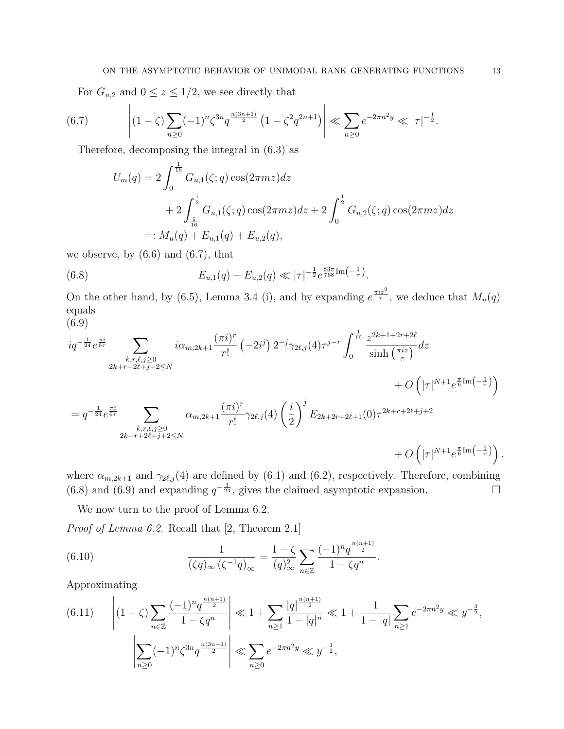For $G_{u,2}$ and $0 \leq z \leq 1/2$, we see directly that

$$\left|(1-\zeta)\sum_{n\geq 0}(-1)^n\zeta^{3n}q^{\frac{n(3n+1)}{2}}\left(1-\zeta^2q^{2n+1}\right)\right| \ll \sum_{n\geq 0} e^{-2\pi n^2 y} \ll |\tau|^{-\frac{1}{2}}. \tag{6.7}$$

Therefore, decomposing the integral in (6.3) as

$$\begin{aligned}
U_m(q) &= 2\int_0^{\frac{1}{16}} G_{u,1}(\zeta;q)\cos(2\pi m z)dz \\
&\quad + 2\int_{\frac{1}{16}}^{\frac{1}{2}} G_{u,1}(\zeta;q)\cos(2\pi m z)dz + 2\int_0^{\frac{1}{2}} G_{u,2}(\zeta;q)\cos(2\pi m z)dz \\
&=: M_u(q) + E_{u,1}(q) + E_{u,2}(q),
\end{aligned}$$

we observe, by (6.6) and (6.7), that

$$E_{u,1}(q) + E_{u,2}(q) \ll |\tau|^{-\frac{1}{2}} e^{\frac{83\pi}{768}\mathrm{Im}\left(-\frac{1}{\tau}\right)}. \tag{6.8}$$

On the other hand, by (6.5), Lemma 3.4 (i), and by expanding $e^{\frac{\pi i z^2}{\tau}}$, we deduce that $M_u(q)$ equals

$$\begin{aligned}
&iq^{-\frac{1}{24}}e^{\frac{\pi i}{6\tau}} \sum_{\substack{k,r,\ell,j\geq 0\\ 2k+r+2\ell+j+2\leq N}} i\alpha_{m,2k+1}\frac{(\pi i)^r}{r!}\left(-2i^j\right)2^{-j}\gamma_{2\ell,j}(4)\tau^{j-r}\int_0^{\frac{1}{16}} \frac{z^{2k+1+2r+2\ell}}{\sinh\left(\frac{\pi i z}{\tau}\right)}dz \\
&\qquad\qquad\qquad\qquad\qquad\qquad\qquad\qquad\qquad + O\left(|\tau|^{N+1}e^{\frac{\pi}{6}\mathrm{Im}\left(-\frac{1}{\tau}\right)}\right) \\
&= q^{-\frac{1}{24}}e^{\frac{\pi i}{6\tau}} \sum_{\substack{k,r,\ell,j\geq 0\\ 2k+r+2\ell+j+2\leq N}} \alpha_{m,2k+1}\frac{(\pi i)^r}{r!}\gamma_{2\ell,j}(4)\left(\frac{i}{2}\right)^j E_{2k+2r+2\ell+1}(0)\tau^{2k+r+2\ell+j+2} \\
&\qquad\qquad\qquad\qquad\qquad\qquad\qquad\qquad\qquad + O\left(|\tau|^{N+1}e^{\frac{\pi}{6}\mathrm{Im}\left(-\frac{1}{\tau}\right)}\right),
\end{aligned} \tag{6.9}$$

where $\alpha_{m,2k+1}$ and $\gamma_{2\ell,j}(4)$ are defined by (6.1) and (6.2), respectively. Therefore, combining (6.8) and (6.9) and expanding $q^{-\frac{1}{24}}$, gives the claimed asymptotic expansion. $\square$

We now turn to the proof of Lemma 6.2.

*Proof of Lemma 6.2.* Recall that [2, Theorem 2.1]

$$\frac{1}{(\zeta q)_\infty\left(\zeta^{-1}q\right)_\infty} = \frac{1-\zeta}{(q)_\infty^2}\sum_{n\in\mathbb{Z}}\frac{(-1)^n q^{\frac{n(n+1)}{2}}}{1-\zeta q^n}. \tag{6.10}$$

Approximating

$$\begin{aligned}
\left|(1-\zeta)\sum_{n\in\mathbb{Z}}\frac{(-1)^n q^{\frac{n(n+1)}{2}}}{1-\zeta q^n}\right| &\ll 1 + \sum_{n\geq 1}\frac{|q|^{\frac{n(n+1)}{2}}}{1-|q|^n} \ll 1 + \frac{1}{1-|q|}\sum_{n\geq 1}e^{-2\pi n^2 y} \ll y^{-\frac{3}{2}}, \\
\left|\sum_{n\geq 0}(-1)^n\zeta^{3n}q^{\frac{n(3n+1)}{2}}\right| &\ll \sum_{n\geq 0}e^{-2\pi n^2 y} \ll y^{-\frac{1}{2}},
\end{aligned} \tag{6.11}$$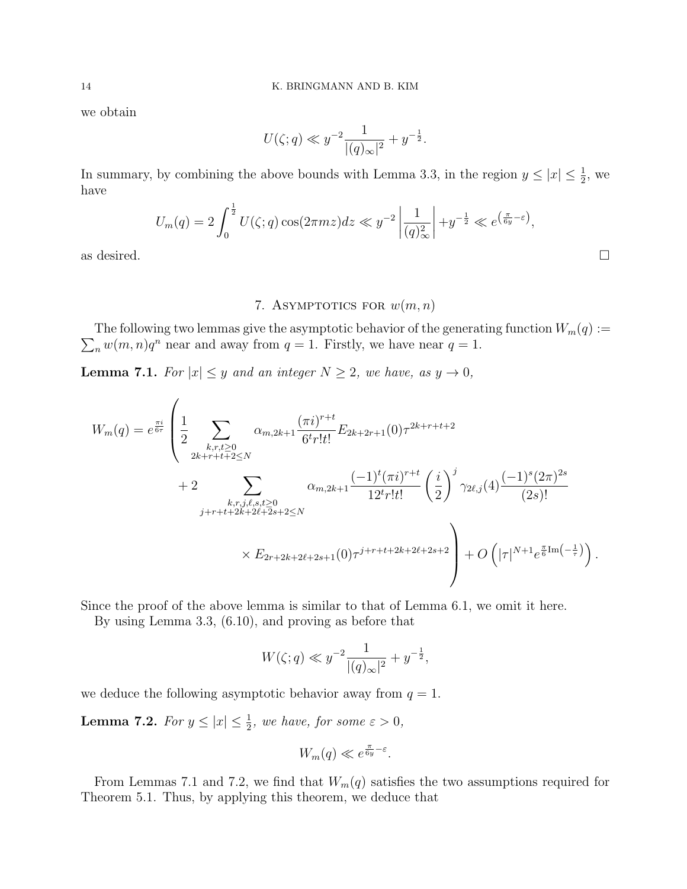we obtain

$$U(\zeta;q) \ll y^{-2}\frac{1}{|(q)_\infty|^2} + y^{-\frac{1}{2}}.$$

In summary, by combining the above bounds with Lemma 3.3, in the region $y \le |x| \le \frac{1}{2}$, we have

$$U_m(q) = 2\int_0^{\frac{1}{2}} U(\zeta;q)\cos(2\pi m z)dz \ll y^{-2}\left|\frac{1}{(q)_\infty^2}\right| + y^{-\frac{1}{2}} \ll e^{\left(\frac{\pi}{6y}-\varepsilon\right)},$$

as desired. $\square$

## 7. Asymptotics for $w(m,n)$

The following two lemmas give the asymptotic behavior of the generating function $W_m(q) := \sum_n w(m,n)q^n$ near and away from $q=1$. Firstly, we have near $q=1$.

**Lemma 7.1.** *For $|x| \le y$ and an integer $N \ge 2$, we have, as $y \to 0$,*

$$\begin{aligned} W_m(q) = e^{\frac{\pi i}{6\tau}} \Bigg( &\frac{1}{2}\sum_{\substack{k,r,t\ge 0\\ 2k+r+t+2\le N}} \alpha_{m,2k+1}\frac{(\pi i)^{r+t}}{6^t r! t!} E_{2k+2r+1}(0)\tau^{2k+r+t+2} \\ &+ 2\sum_{\substack{k,r,j,\ell,s,t\ge 0\\ j+r+t+2k+2\ell+2s+2\le N}} \alpha_{m,2k+1}\frac{(-1)^t(\pi i)^{r+t}}{12^t r! t!}\left(\frac{i}{2}\right)^j \gamma_{2\ell,j}(4)\frac{(-1)^s(2\pi)^{2s}}{(2s)!} \\ &\qquad \times E_{2r+2k+2\ell+2s+1}(0)\tau^{j+r+t+2k+2\ell+2s+2}\Bigg) + O\left(|\tau|^{N+1}e^{\frac{\pi}{6}\mathrm{Im}\left(-\frac{1}{\tau}\right)}\right). \end{aligned}$$

Since the proof of the above lemma is similar to that of Lemma 6.1, we omit it here.

By using Lemma 3.3, (6.10), and proving as before that

$$W(\zeta;q) \ll y^{-2}\frac{1}{|(q)_\infty|^2} + y^{-\frac{1}{2}},$$

we deduce the following asymptotic behavior away from $q=1$.

**Lemma 7.2.** *For $y \le |x| \le \frac{1}{2}$, we have, for some $\varepsilon > 0$,*

$$W_m(q) \ll e^{\frac{\pi}{6y}-\varepsilon}.$$

From Lemmas 7.1 and 7.2, we find that $W_m(q)$ satisfies the two assumptions required for Theorem 5.1. Thus, by applying this theorem, we deduce that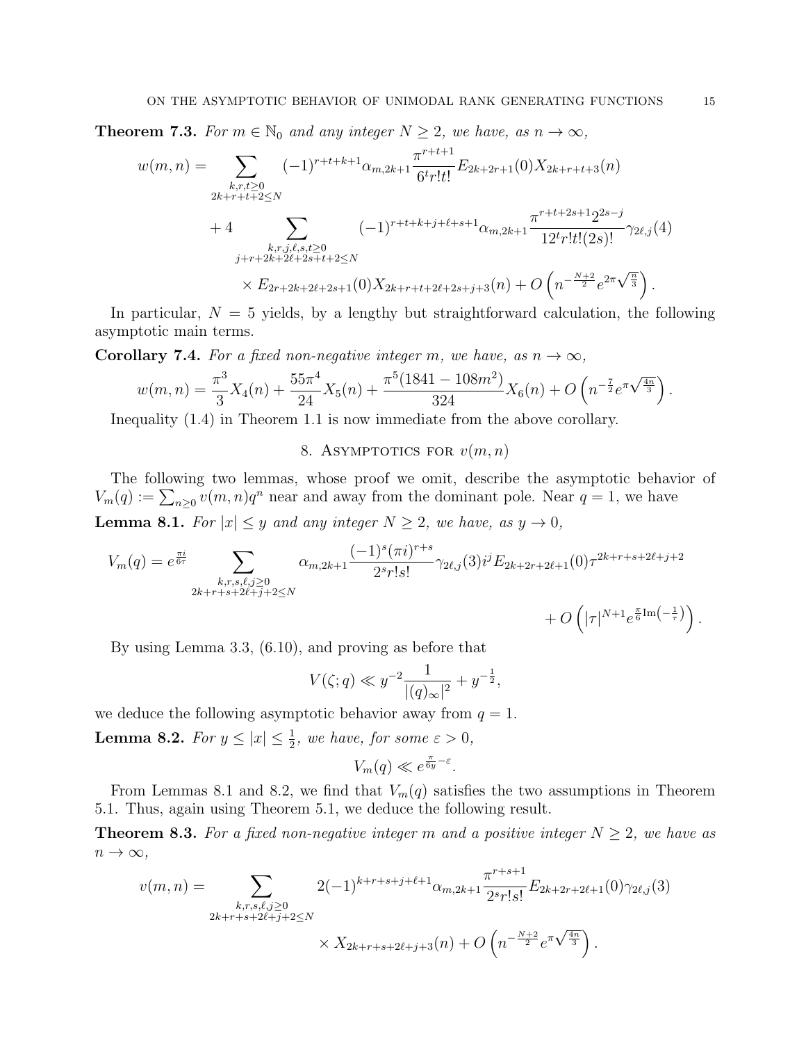**Theorem 7.3.** *For $m \in \mathbb{N}_0$ and any integer $N \geq 2$, we have, as $n \to \infty$,*

$$
\begin{aligned}
w(m,n) = &\sum_{\substack{k,r,t\geq 0\\ 2k+r+t+2\leq N}} (-1)^{r+t+k+1}\alpha_{m,2k+1}\frac{\pi^{r+t+1}}{6^t r! t!}E_{2k+2r+1}(0)X_{2k+r+t+3}(n)\\
&+4\sum_{\substack{k,r,j,\ell,s,t\geq 0\\ j+r+2k+2\ell+2s+t+2\leq N}} (-1)^{r+t+k+j+\ell+s+1}\alpha_{m,2k+1}\frac{\pi^{r+t+2s+1}2^{2s-j}}{12^t r! t! (2s)!}\gamma_{2\ell,j}(4)\\
&\qquad\times E_{2r+2k+2\ell+2s+1}(0)X_{2k+r+t+2\ell+2s+j+3}(n) + O\left(n^{-\frac{N+2}{2}}e^{2\pi\sqrt{\frac{n}{3}}}\right).
\end{aligned}
$$

In particular, $N=5$ yields, by a lengthy but straightforward calculation, the following asymptotic main terms.

**Corollary 7.4.** *For a fixed non-negative integer $m$, we have, as $n \to \infty$,*

$$
w(m,n) = \frac{\pi^3}{3}X_4(n) + \frac{55\pi^4}{24}X_5(n) + \frac{\pi^5(1841-108m^2)}{324}X_6(n) + O\left(n^{-\frac{7}{2}}e^{\pi\sqrt{\frac{4n}{3}}}\right).
$$

Inequality (1.4) in Theorem 1.1 is now immediate from the above corollary.

## 8. Asymptotics for $v(m,n)$

The following two lemmas, whose proof we omit, describe the asymptotic behavior of $V_m(q) := \sum_{n\geq 0} v(m,n)q^n$ near and away from the dominant pole. Near $q=1$, we have

**Lemma 8.1.** *For $|x| \leq y$ and any integer $N \geq 2$, we have, as $y \to 0$,*

$$
\begin{aligned}
V_m(q) = e^{\frac{\pi i}{6\tau}} &\sum_{\substack{k,r,s,\ell,j\geq 0\\ 2k+r+s+2\ell+j+2\leq N}} \alpha_{m,2k+1}\frac{(-1)^s(\pi i)^{r+s}}{2^s r! s!}\gamma_{2\ell,j}(3)i^j E_{2k+2r+2\ell+1}(0)\tau^{2k+r+s+2\ell+j+2}\\
&+ O\left(|\tau|^{N+1}e^{\frac{\pi}{6}\mathrm{Im}\left(-\frac{1}{\tau}\right)}\right).
\end{aligned}
$$

By using Lemma 3.3, (6.10), and proving as before that

$$
V(\zeta;q) \ll y^{-2}\frac{1}{|(q)_\infty|^2} + y^{-\frac{1}{2}},
$$

we deduce the following asymptotic behavior away from $q=1$.

**Lemma 8.2.** *For $y \leq |x| \leq \frac{1}{2}$, we have, for some $\varepsilon > 0$,*

$$
V_m(q) \ll e^{\frac{\pi}{6y}-\varepsilon}.
$$

From Lemmas 8.1 and 8.2, we find that $V_m(q)$ satisfies the two assumptions in Theorem 5.1. Thus, again using Theorem 5.1, we deduce the following result.

**Theorem 8.3.** *For a fixed non-negative integer $m$ and a positive integer $N \geq 2$, we have as $n \to \infty$,*

$$
\begin{aligned}
v(m,n) = &\sum_{\substack{k,r,s,\ell,j\geq 0\\ 2k+r+s+2\ell+j+2\leq N}} 2(-1)^{k+r+s+j+\ell+1}\alpha_{m,2k+1}\frac{\pi^{r+s+1}}{2^s r! s!}E_{2k+2r+2\ell+1}(0)\gamma_{2\ell,j}(3)\\
&\qquad\times X_{2k+r+s+2\ell+j+3}(n) + O\left(n^{-\frac{N+2}{2}}e^{\pi\sqrt{\frac{4n}{3}}}\right).
\end{aligned}
$$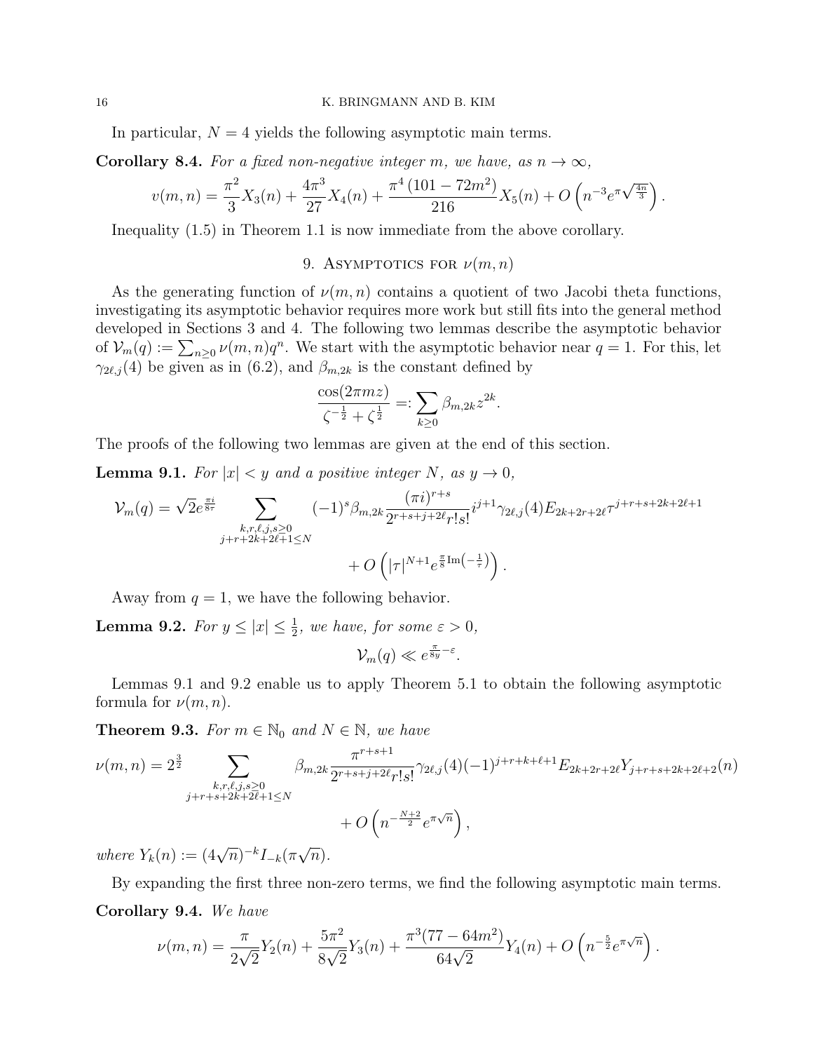In particular, $N = 4$ yields the following asymptotic main terms.

**Corollary 8.4.** *For a fixed non-negative integer $m$, we have, as $n \to \infty$,*

$$v(m,n) = \frac{\pi^2}{3} X_3(n) + \frac{4\pi^3}{27} X_4(n) + \frac{\pi^4 \left(101 - 72m^2\right)}{216} X_5(n) + O\left(n^{-3} e^{\pi \sqrt{\frac{4n}{3}}}\right).$$

Inequality (1.5) in Theorem 1.1 is now immediate from the above corollary.

## 9. Asymptotics for $\nu(m,n)$

As the generating function of $\nu(m,n)$ contains a quotient of two Jacobi theta functions, investigating its asymptotic behavior requires more work but still fits into the general method developed in Sections 3 and 4. The following two lemmas describe the asymptotic behavior of $\mathcal{V}_m(q) := \sum_{n \geq 0} \nu(m,n) q^n$. We start with the asymptotic behavior near $q = 1$. For this, let $\gamma_{2\ell,j}(4)$ be given as in (6.2), and $\beta_{m,2k}$ is the constant defined by

$$\frac{\cos(2\pi m z)}{\zeta^{-\frac{1}{2}} + \zeta^{\frac{1}{2}}} =: \sum_{k \geq 0} \beta_{m,2k} z^{2k}.$$

The proofs of the following two lemmas are given at the end of this section.

**Lemma 9.1.** *For $|x| < y$ and a positive integer $N$, as $y \to 0$,*

$$\mathcal{V}_m(q) = \sqrt{2} e^{\frac{\pi i}{8\tau}} \sum_{\substack{k,r,\ell,j,s \geq 0 \\ j+r+2k+2\ell+1 \leq N}} (-1)^s \beta_{m,2k} \frac{(\pi i)^{r+s}}{2^{r+s+j+2\ell} r! s!} i^{j+1} \gamma_{2\ell,j}(4) E_{2k+2r+2\ell} \tau^{j+r+s+2k+2\ell+1} + O\left(|\tau|^{N+1} e^{\frac{\pi}{8} \operatorname{Im}\left(-\frac{1}{\tau}\right)}\right).$$

Away from $q = 1$, we have the following behavior.

**Lemma 9.2.** *For $y \leq |x| \leq \frac{1}{2}$, we have, for some $\varepsilon > 0$,*

$$\mathcal{V}_m(q) \ll e^{\frac{\pi}{8y} - \varepsilon}.$$

Lemmas 9.1 and 9.2 enable us to apply Theorem 5.1 to obtain the following asymptotic formula for $\nu(m,n)$.

**Theorem 9.3.** *For $m \in \mathbb{N}_0$ and $N \in \mathbb{N}$, we have*

$$\nu(m,n) = 2^{\frac{3}{2}} \sum_{\substack{k,r,\ell,j,s \geq 0 \\ j+r+s+2k+2\ell+1 \leq N}} \beta_{m,2k} \frac{\pi^{r+s+1}}{2^{r+s+j+2\ell} r! s!} \gamma_{2\ell,j}(4) (-1)^{j+r+k+\ell+1} E_{2k+2r+2\ell} Y_{j+r+s+2k+2\ell+2}(n) + O\left(n^{-\frac{N+2}{2}} e^{\pi \sqrt{n}}\right),$$

*where $Y_k(n) := (4\sqrt{n})^{-k} I_{-k}(\pi \sqrt{n})$.*

By expanding the first three non-zero terms, we find the following asymptotic main terms.

**Corollary 9.4.** *We have*

$$\nu(m,n) = \frac{\pi}{2\sqrt{2}} Y_2(n) + \frac{5\pi^2}{8\sqrt{2}} Y_3(n) + \frac{\pi^3 (77 - 64m^2)}{64\sqrt{2}} Y_4(n) + O\left(n^{-\frac{5}{2}} e^{\pi \sqrt{n}}\right).$$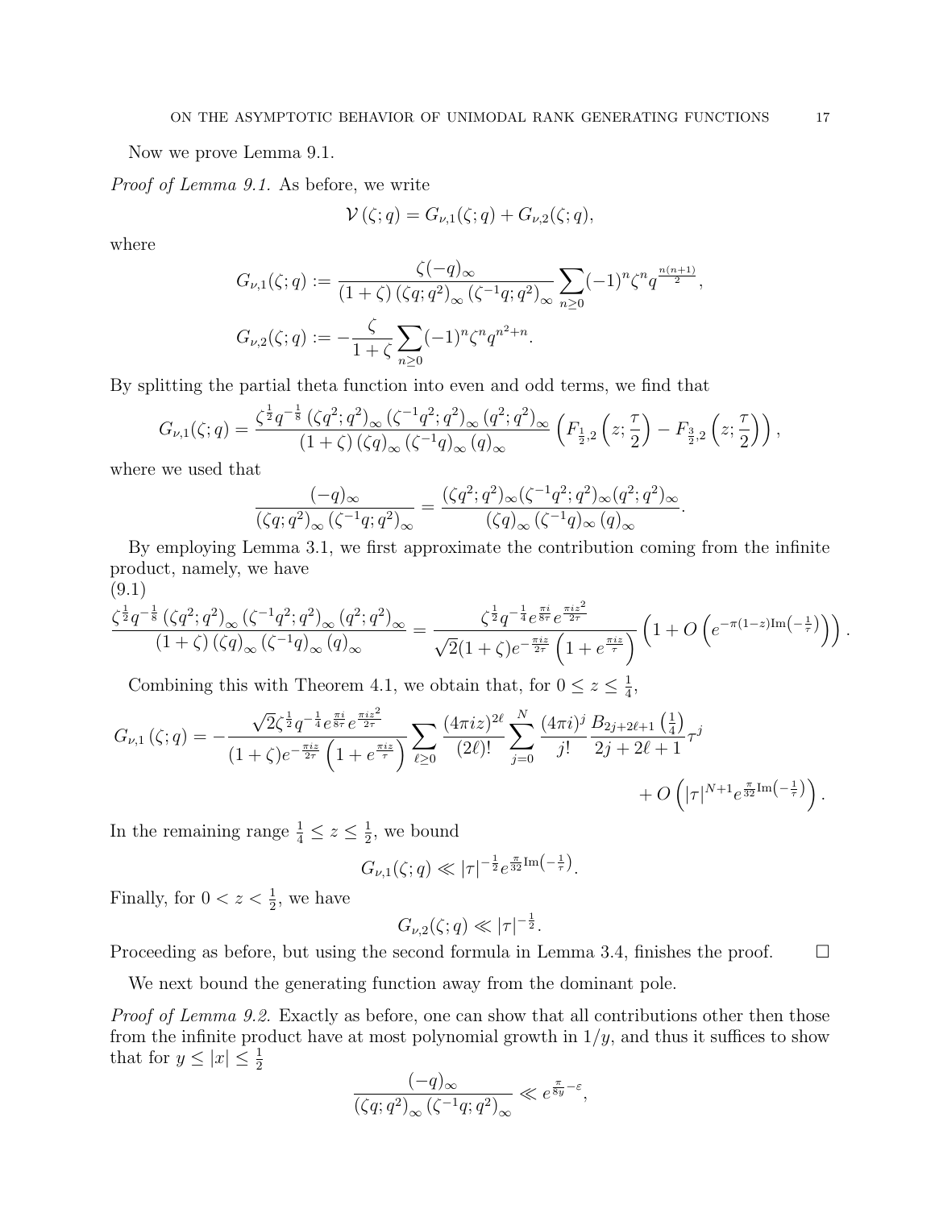Now we prove Lemma 9.1.

*Proof of Lemma 9.1.* As before, we write

$$\mathcal{V}(\zeta;q) = G_{\nu,1}(\zeta;q) + G_{\nu,2}(\zeta;q),$$

where

$$G_{\nu,1}(\zeta;q) := \frac{\zeta(-q)_\infty}{(1+\zeta)\left(\zeta q;q^2\right)_\infty \left(\zeta^{-1}q;q^2\right)_\infty} \sum_{n\geq 0} (-1)^n \zeta^n q^{\frac{n(n+1)}{2}},$$

$$G_{\nu,2}(\zeta;q) := -\frac{\zeta}{1+\zeta}\sum_{n\geq 0}(-1)^n\zeta^n q^{n^2+n}.$$

By splitting the partial theta function into even and odd terms, we find that

$$G_{\nu,1}(\zeta;q) = \frac{\zeta^{\frac{1}{2}}q^{-\frac{1}{8}}\left(\zeta q^2;q^2\right)_\infty \left(\zeta^{-1}q^2;q^2\right)_\infty \left(q^2;q^2\right)_\infty}{(1+\zeta)\left(\zeta q\right)_\infty \left(\zeta^{-1}q\right)_\infty (q)_\infty}\left(F_{\frac{1}{2},2}\left(z;\frac{\tau}{2}\right) - F_{\frac{3}{2},2}\left(z;\frac{\tau}{2}\right)\right),$$

where we used that

$$\frac{(-q)_\infty}{\left(\zeta q;q^2\right)_\infty \left(\zeta^{-1}q;q^2\right)_\infty} = \frac{(\zeta q^2;q^2)_\infty(\zeta^{-1}q^2;q^2)_\infty(q^2;q^2)_\infty}{(\zeta q)_\infty \left(\zeta^{-1}q\right)_\infty (q)_\infty}.$$

By employing Lemma 3.1, we first approximate the contribution coming from the infinite product, namely, we have

(9.1)
$$\frac{\zeta^{\frac{1}{2}}q^{-\frac{1}{8}}\left(\zeta q^2;q^2\right)_\infty \left(\zeta^{-1}q^2;q^2\right)_\infty \left(q^2;q^2\right)_\infty}{(1+\zeta)\left(\zeta q\right)_\infty \left(\zeta^{-1}q\right)_\infty (q)_\infty} = \frac{\zeta^{\frac{1}{2}}q^{-\frac{1}{4}}e^{\frac{\pi i}{8\tau}}e^{\frac{\pi i z^2}{2\tau}}}{\sqrt{2}(1+\zeta)e^{-\frac{\pi i z}{2\tau}}\left(1+e^{\frac{\pi i z}{\tau}}\right)}\left(1+O\left(e^{-\pi(1-z)\mathrm{Im}\left(-\frac{1}{\tau}\right)}\right)\right).$$

Combining this with Theorem 4.1, we obtain that, for $0\leq z\leq \frac{1}{4}$,

$$G_{\nu,1}(\zeta;q) = -\frac{\sqrt{2}\zeta^{\frac{1}{2}}q^{-\frac{1}{4}}e^{\frac{\pi i}{8\tau}}e^{\frac{\pi i z^2}{2\tau}}}{(1+\zeta)e^{-\frac{\pi i z}{2\tau}}\left(1+e^{\frac{\pi i z}{\tau}}\right)}\sum_{\ell\geq 0}\frac{(4\pi i z)^{2\ell}}{(2\ell)!}\sum_{j=0}^{N}\frac{(4\pi i)^j}{j!}\frac{B_{2j+2\ell+1}\left(\frac{1}{4}\right)}{2j+2\ell+1}\tau^j$$
$$+O\left(|\tau|^{N+1}e^{\frac{\pi}{32}\mathrm{Im}\left(-\frac{1}{\tau}\right)}\right).$$

In the remaining range $\frac{1}{4}\leq z\leq\frac{1}{2}$, we bound

$$G_{\nu,1}(\zeta;q) \ll |\tau|^{-\frac{1}{2}}e^{\frac{\pi}{32}\mathrm{Im}\left(-\frac{1}{\tau}\right)}.$$

Finally, for $0<z<\frac{1}{2}$, we have

$$G_{\nu,2}(\zeta;q)\ll|\tau|^{-\frac{1}{2}}.$$

Proceeding as before, but using the second formula in Lemma 3.4, finishes the proof. $\square$

We next bound the generating function away from the dominant pole.

*Proof of Lemma 9.2.* Exactly as before, one can show that all contributions other then those from the infinite product have at most polynomial growth in $1/y$, and thus it suffices to show that for $y\leq|x|\leq\frac{1}{2}$

$$\frac{(-q)_\infty}{\left(\zeta q;q^2\right)_\infty\left(\zeta^{-1}q;q^2\right)_\infty}\ll e^{\frac{\pi}{8y}-\varepsilon},$$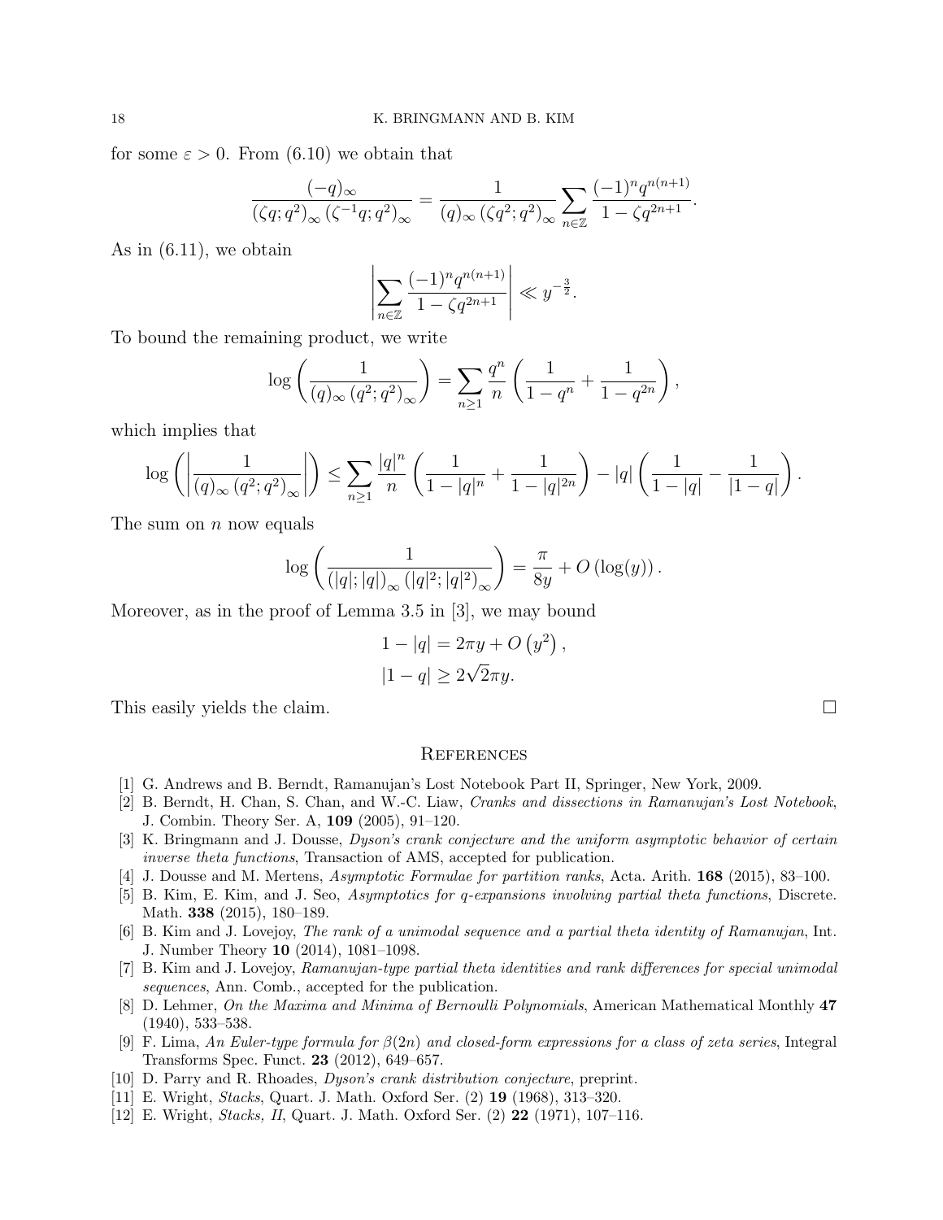for some $\varepsilon > 0$. From (6.10) we obtain that

$$\frac{(-q)_\infty}{(\zeta q; q^2)_\infty (\zeta^{-1} q; q^2)_\infty} = \frac{1}{(q)_\infty (\zeta q^2; q^2)_\infty} \sum_{n \in \mathbb{Z}} \frac{(-1)^n q^{n(n+1)}}{1 - \zeta q^{2n+1}}.$$

As in (6.11), we obtain

$$\left| \sum_{n \in \mathbb{Z}} \frac{(-1)^n q^{n(n+1)}}{1 - \zeta q^{2n+1}} \right| \ll y^{-\frac{3}{2}}.$$

To bound the remaining product, we write

$$\log \left( \frac{1}{(q)_\infty (q^2; q^2)_\infty} \right) = \sum_{n \geq 1} \frac{q^n}{n} \left( \frac{1}{1 - q^n} + \frac{1}{1 - q^{2n}} \right),$$

which implies that

$$\log \left( \left| \frac{1}{(q)_\infty (q^2; q^2)_\infty} \right| \right) \leq \sum_{n \geq 1} \frac{|q|^n}{n} \left( \frac{1}{1 - |q|^n} + \frac{1}{1 - |q|^{2n}} \right) - |q| \left( \frac{1}{1 - |q|} - \frac{1}{|1 - q|} \right).$$

The sum on $n$ now equals

$$\log \left( \frac{1}{(|q|; |q|)_\infty (|q|^2; |q|^2)_\infty} \right) = \frac{\pi}{8y} + O\left( \log(y) \right).$$

Moreover, as in the proof of Lemma 3.5 in [3], we may bound

$$1 - |q| = 2\pi y + O\left( y^2 \right),$$
$$|1 - q| \geq 2\sqrt{2}\pi y.$$

This easily yields the claim. □

## References

[1] G. Andrews and B. Berndt, Ramanujan's Lost Notebook Part II, Springer, New York, 2009.

[2] B. Berndt, H. Chan, S. Chan, and W.-C. Liaw, *Cranks and dissections in Ramanujan's Lost Notebook*, J. Combin. Theory Ser. A, **109** (2005), 91–120.

[3] K. Bringmann and J. Dousse, *Dyson's crank conjecture and the uniform asymptotic behavior of certain inverse theta functions*, Transaction of AMS, accepted for publication.

[4] J. Dousse and M. Mertens, *Asymptotic Formulae for partition ranks*, Acta. Arith. **168** (2015), 83–100.

[5] B. Kim, E. Kim, and J. Seo, *Asymptotics for q-expansions involving partial theta functions*, Discrete. Math. **338** (2015), 180–189.

[6] B. Kim and J. Lovejoy, *The rank of a unimodal sequence and a partial theta identity of Ramanujan*, Int. J. Number Theory **10** (2014), 1081–1098.

[7] B. Kim and J. Lovejoy, *Ramanujan-type partial theta identities and rank differences for special unimodal sequences*, Ann. Comb., accepted for the publication.

[8] D. Lehmer, *On the Maxima and Minima of Bernoulli Polynomials*, American Mathematical Monthly **47** (1940), 533–538.

[9] F. Lima, *An Euler-type formula for $\beta(2n)$ and closed-form expressions for a class of zeta series*, Integral Transforms Spec. Funct. **23** (2012), 649–657.

[10] D. Parry and R. Rhoades, *Dyson's crank distribution conjecture*, preprint.

[11] E. Wright, *Stacks*, Quart. J. Math. Oxford Ser. (2) **19** (1968), 313–320.

[12] E. Wright, *Stacks, II*, Quart. J. Math. Oxford Ser. (2) **22** (1971), 107–116.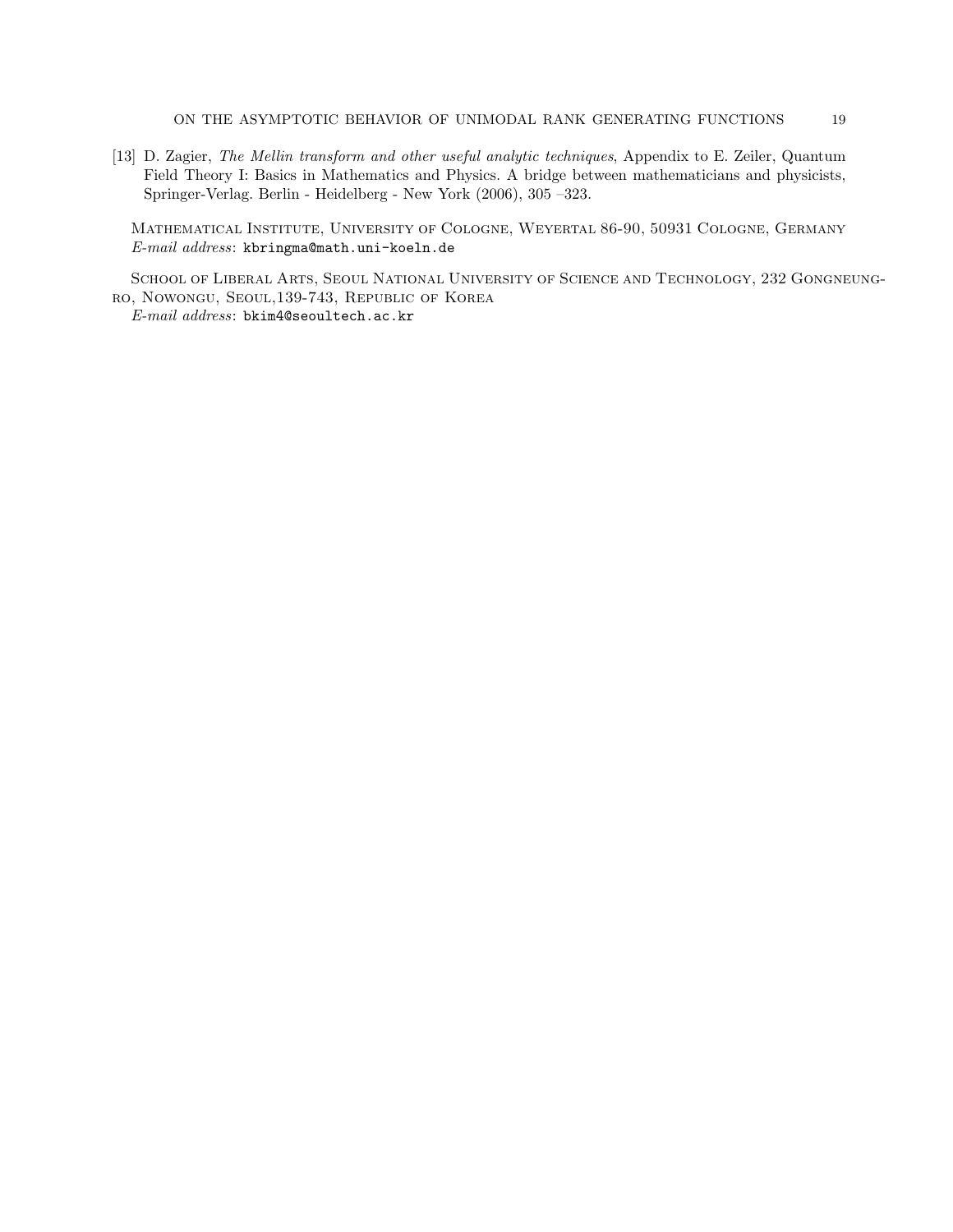[13] D. Zagier, *The Mellin transform and other useful analytic techniques*, Appendix to E. Zeiler, Quantum Field Theory I: Basics in Mathematics and Physics. A bridge between mathematicians and physicists, Springer-Verlag. Berlin - Heidelberg - New York (2006), 305 –323.

Mathematical Institute, University of Cologne, Weyertal 86-90, 50931 Cologne, Germany
*E-mail address*: kbringma@math.uni-koeln.de

School of Liberal Arts, Seoul National University of Science and Technology, 232 Gongneung-ro, Nowongu, Seoul,139-743, Republic of Korea
*E-mail address*: bkim4@seoultech.ac.kr